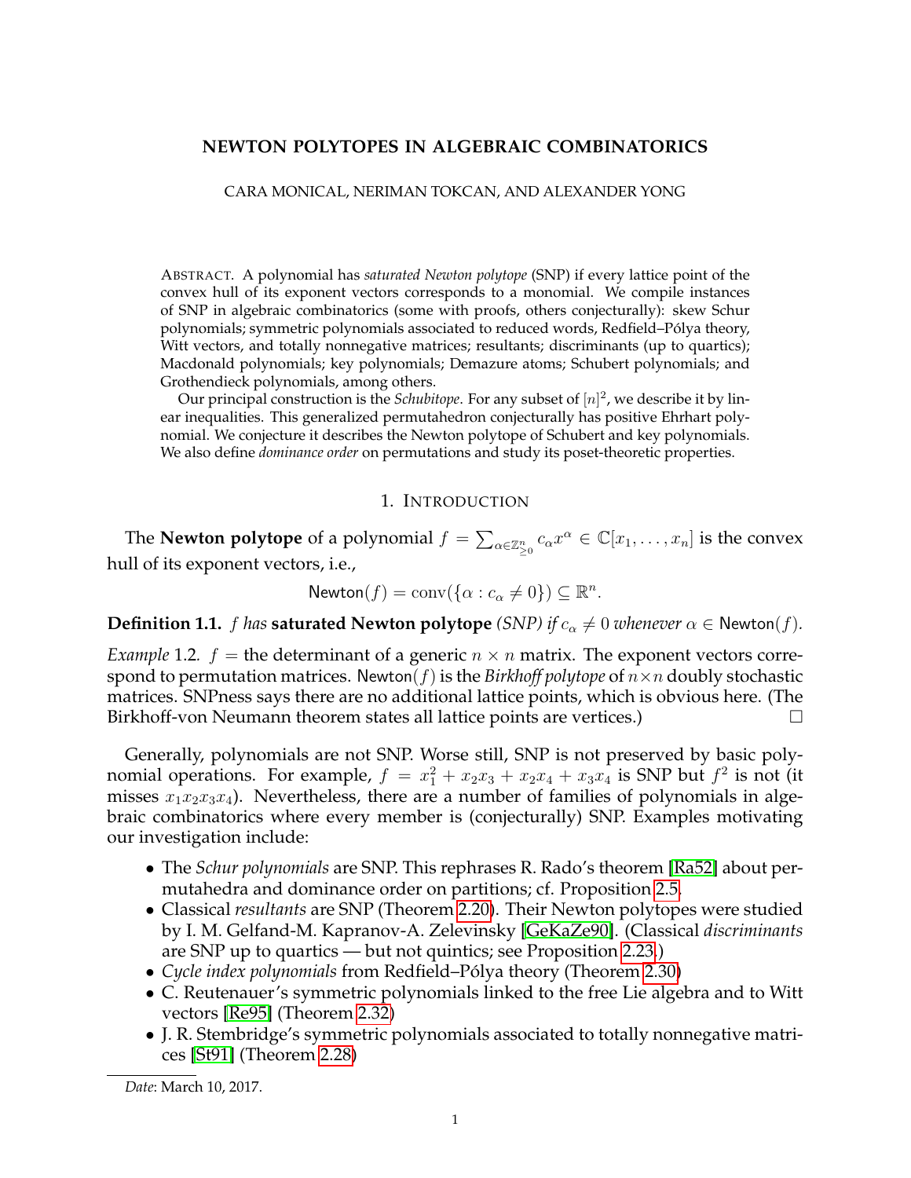# NEWTON POLYTOPES IN ALGEBRAIC COMBINATORICS

CARA MONICAL, NERIMAN TOKCAN, AND ALEXANDER YONG

ABSTRACT. A polynomial has *saturated Newton polytope* (SNP) if every lattice point of the convex hull of its exponent vectors corresponds to a monomial. We compile instances of SNP in algebraic combinatorics (some with proofs, others conjecturally): skew Schur polynomials; symmetric polynomials associated to reduced words, Redfield–Pólya theory, Witt vectors, and totally nonnegative matrices; resultants; discriminants (up to quartics); Macdonald polynomials; key polynomials; Demazure atoms; Schubert polynomials; and Grothendieck polynomials, among others.

Our principal construction is the *Schubitope*. For any subset of $[n]^2$, we describe it by linear inequalities. This generalized permutahedron conjecturally has positive Ehrhart polynomial. We conjecture it describes the Newton polytope of Schubert and key polynomials. We also define *dominance order* on permutations and study its poset-theoretic properties.

## 1. INTRODUCTION

The **Newton polytope** of a polynomial $f = \sum_{\alpha \in \mathbb{Z}^n_{\geq 0}} c_\alpha x^\alpha \in \mathbb{C}[x_1, \ldots, x_n]$ is the convex hull of its exponent vectors, i.e.,

$$\mathsf{Newton}(f) = \operatorname{conv}(\{\alpha : c_\alpha \neq 0\}) \subseteq \mathbb{R}^n.$$

**Definition 1.1.** *$f$ has* **saturated Newton polytope** *(SNP) if $c_\alpha \neq 0$ whenever $\alpha \in \mathsf{Newton}(f)$.*

*Example* 1.2. $f =$ the determinant of a generic $n \times n$ matrix. The exponent vectors correspond to permutation matrices. $\mathsf{Newton}(f)$ is the *Birkhoff polytope* of $n \times n$ doubly stochastic matrices. SNPness says there are no additional lattice points, which is obvious here. (The Birkhoff-von Neumann theorem states all lattice points are vertices.) □

Generally, polynomials are not SNP. Worse still, SNP is not preserved by basic polynomial operations. For example, $f = x_1^2 + x_2x_3 + x_2x_4 + x_3x_4$ is SNP but $f^2$ is not (it misses $x_1x_2x_3x_4$). Nevertheless, there are a number of families of polynomials in algebraic combinatorics where every member is (conjecturally) SNP. Examples motivating our investigation include:

- The *Schur polynomials* are SNP. This rephrases R. Rado's theorem [Ra52] about permutahedra and dominance order on partitions; cf. Proposition 2.5.
- Classical *resultants* are SNP (Theorem 2.20). Their Newton polytopes were studied by I. M. Gelfand-M. Kapranov-A. Zelevinsky [GeKaZe90]. (Classical *discriminants* are SNP up to quartics — but not quintics; see Proposition 2.23.)
- *Cycle index polynomials* from Redfield–Pólya theory (Theorem 2.30)
- C. Reutenauer's symmetric polynomials linked to the free Lie algebra and to Witt vectors [Re95] (Theorem 2.32)
- J. R. Stembridge's symmetric polynomials associated to totally nonnegative matrices [St91] (Theorem 2.28)

*Date*: March 10, 2017.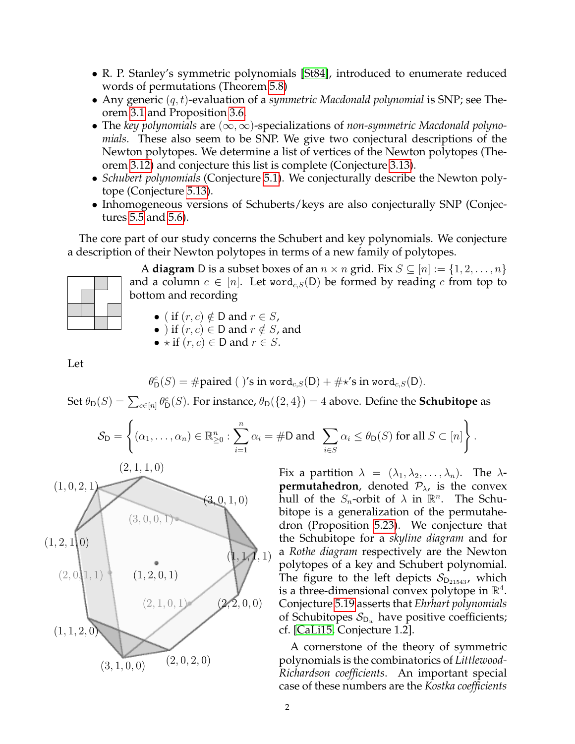- R. P. Stanley's symmetric polynomials [St84], introduced to enumerate reduced words of permutations (Theorem 5.8)
- Any generic $(q,t)$-evaluation of a *symmetric Macdonald polynomial* is SNP; see Theorem 3.1 and Proposition 3.6.
- The *key polynomials* are $(\infty,\infty)$-specializations of *non-symmetric Macdonald polynomials*. These also seem to be SNP. We give two conjectural descriptions of the Newton polytopes. We determine a list of vertices of the Newton polytopes (Theorem 3.12) and conjecture this list is complete (Conjecture 3.13).
- *Schubert polynomials* (Conjecture 5.1). We conjecturally describe the Newton polytope (Conjecture 5.13).
- Inhomogeneous versions of Schuberts/keys are also conjecturally SNP (Conjectures 5.5 and 5.6).

The core part of our study concerns the Schubert and key polynomials. We conjecture a description of their Newton polytopes in terms of a new family of polytopes.

A **diagram** $\mathsf{D}$ is a subset boxes of an $n \times n$ grid. Fix $S \subseteq [n] := \{1, 2, \ldots, n\}$ and a column $c \in [n]$. Let $\mathtt{word}_{c,S}(\mathsf{D})$ be formed by reading $c$ from top to bottom and recording

- ( if $(r,c) \notin \mathsf{D}$ and $r \in S$,
- ) if $(r,c) \in \mathsf{D}$ and $r \notin S$, and
- $\star$ if $(r,c) \in \mathsf{D}$ and $r \in S$.

Let

$$\theta^c_{\mathsf{D}}(S) = \#\text{paired ( )'s in } \mathtt{word}_{c,S}(\mathsf{D}) + \#\star\text{'s in } \mathtt{word}_{c,S}(\mathsf{D}).$$

Set $\theta_{\mathsf{D}}(S) = \sum_{c \in [n]} \theta^c_{\mathsf{D}}(S)$. For instance, $\theta_{\mathsf{D}}(\{2,4\}) = 4$ above. Define the **Schubitope** as

$$\mathcal{S}_{\mathsf{D}} = \left\{ (\alpha_1, \ldots, \alpha_n) \in \mathbb{R}^n_{\geq 0} : \sum_{i=1}^{n} \alpha_i = \#\mathsf{D} \text{ and } \sum_{i \in S} \alpha_i \leq \theta_{\mathsf{D}}(S) \text{ for all } S \subset [n] \right\}.$$

Fix a partition $\lambda = (\lambda_1, \lambda_2, \ldots, \lambda_n)$. The **$\lambda$-permutahedron**, denoted $\mathcal{P}_\lambda$, is the convex hull of the $S_n$-orbit of $\lambda$ in $\mathbb{R}^n$. The Schubitope is a generalization of the permutahedron (Proposition 5.23). We conjecture that the Schubitope for a *skyline diagram* and for a *Rothe diagram* respectively are the Newton polytopes of a key and Schubert polynomial. The figure to the left depicts $\mathcal{S}_{\mathsf{D}_{21543}}$, which is a three-dimensional convex polytope in $\mathbb{R}^4$. Conjecture 5.19 asserts that *Ehrhart polynomials* of Schubitopes $\mathcal{S}_{\mathsf{D}_w}$ have positive coefficients; cf. [CaLi15, Conjecture 1.2].

A cornerstone of the theory of symmetric polynomials is the combinatorics of *Littlewood-Richardson coefficients*. An important special case of these numbers are the *Kostka coefficients*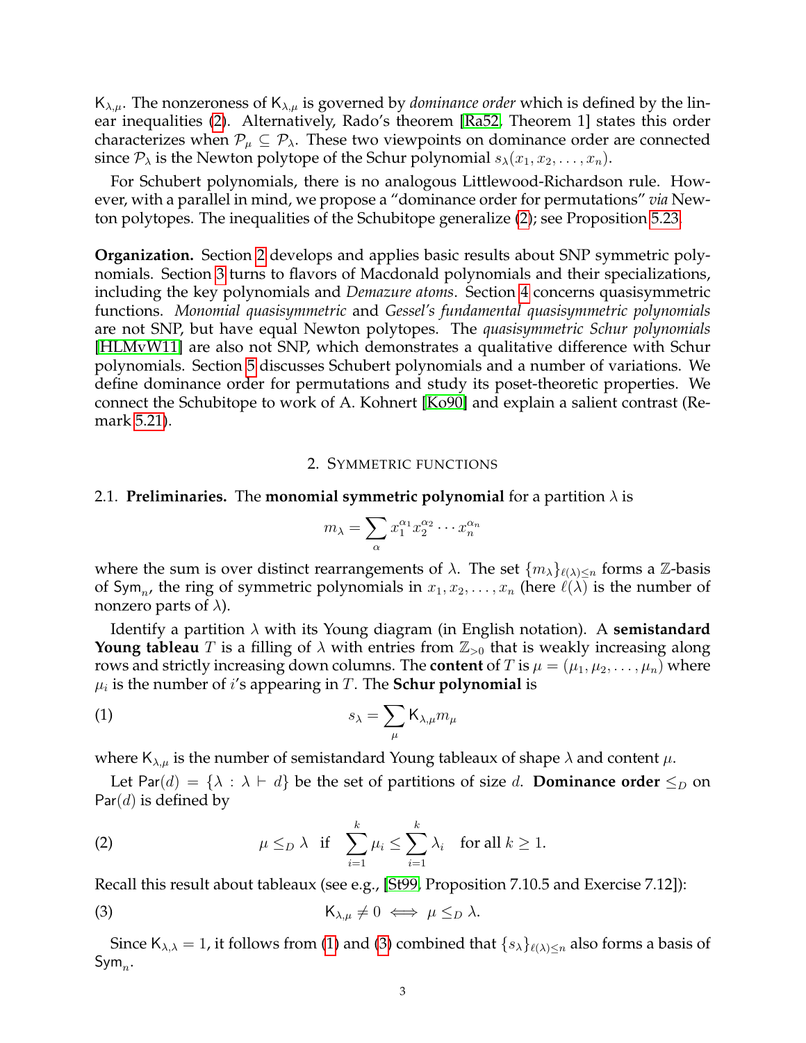$\mathsf{K}_{\lambda,\mu}$. The nonzeroness of $\mathsf{K}_{\lambda,\mu}$ is governed by *dominance order* which is defined by the linear inequalities (2). Alternatively, Rado's theorem [Ra52, Theorem 1] states this order characterizes when $\mathcal{P}_\mu \subseteq \mathcal{P}_\lambda$. These two viewpoints on dominance order are connected since $\mathcal{P}_\lambda$ is the Newton polytope of the Schur polynomial $s_\lambda(x_1, x_2, \ldots, x_n)$.

For Schubert polynomials, there is no analogous Littlewood-Richardson rule. However, with a parallel in mind, we propose a "dominance order for permutations" *via* Newton polytopes. The inequalities of the Schubitope generalize (2); see Proposition 5.23.

**Organization.** Section 2 develops and applies basic results about SNP symmetric polynomials. Section 3 turns to flavors of Macdonald polynomials and their specializations, including the key polynomials and *Demazure atoms*. Section 4 concerns quasisymmetric functions. *Monomial quasisymmetric* and *Gessel's fundamental quasisymmetric polynomials* are not SNP, but have equal Newton polytopes. The *quasisymmetric Schur polynomials* [HLMvW11] are also not SNP, which demonstrates a qualitative difference with Schur polynomials. Section 5 discusses Schubert polynomials and a number of variations. We define dominance order for permutations and study its poset-theoretic properties. We connect the Schubitope to work of A. Kohnert [Ko90] and explain a salient contrast (Remark 5.21).

## 2. Symmetric functions

2.1. **Preliminaries.** The **monomial symmetric polynomial** for a partition $\lambda$ is

$$m_\lambda = \sum_\alpha x_1^{\alpha_1} x_2^{\alpha_2} \cdots x_n^{\alpha_n}$$

where the sum is over distinct rearrangements of $\lambda$. The set $\{m_\lambda\}_{\ell(\lambda)\leq n}$ forms a $\mathbb{Z}$-basis of $\mathsf{Sym}_n$, the ring of symmetric polynomials in $x_1, x_2, \ldots, x_n$ (here $\ell(\lambda)$ is the number of nonzero parts of $\lambda$).

Identify a partition $\lambda$ with its Young diagram (in English notation). A **semistandard Young tableau** $T$ is a filling of $\lambda$ with entries from $\mathbb{Z}_{>0}$ that is weakly increasing along rows and strictly increasing down columns. The **content** of $T$ is $\mu = (\mu_1, \mu_2, \ldots, \mu_n)$ where $\mu_i$ is the number of $i$'s appearing in $T$. The **Schur polynomial** is

$$s_\lambda = \sum_\mu \mathsf{K}_{\lambda,\mu} m_\mu \tag{1}$$

where $\mathsf{K}_{\lambda,\mu}$ is the number of semistandard Young tableaux of shape $\lambda$ and content $\mu$.

Let $\mathsf{Par}(d) = \{\lambda : \lambda \vdash d\}$ be the set of partitions of size $d$. **Dominance order** $\leq_D$ on $\mathsf{Par}(d)$ is defined by

$$\mu \leq_D \lambda \quad \text{if} \quad \sum_{i=1}^k \mu_i \leq \sum_{i=1}^k \lambda_i \quad \text{for all } k \geq 1. \tag{2}$$

Recall this result about tableaux (see e.g., [St99, Proposition 7.10.5 and Exercise 7.12]):

$$\mathsf{K}_{\lambda,\mu} \neq 0 \iff \mu \leq_D \lambda. \tag{3}$$

Since $\mathsf{K}_{\lambda,\lambda} = 1$, it follows from (1) and (3) combined that $\{s_\lambda\}_{\ell(\lambda)\leq n}$ also forms a basis of $\mathsf{Sym}_n$.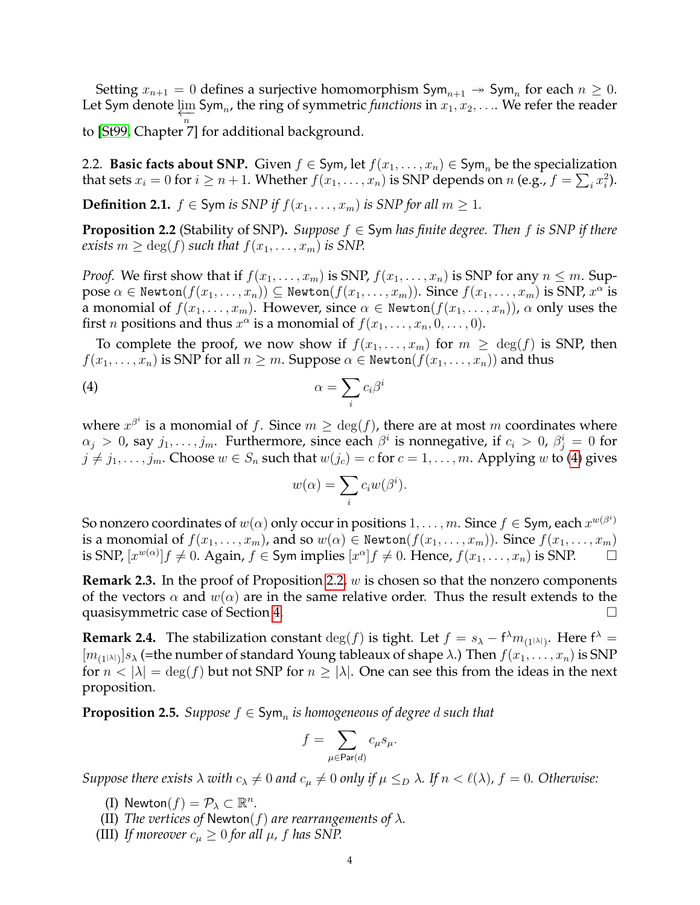Setting $x_{n+1} = 0$ defines a surjective homomorphism $\mathsf{Sym}_{n+1} \twoheadrightarrow \mathsf{Sym}_n$ for each $n \geq 0$. Let $\mathsf{Sym}$ denote $\varprojlim_n \mathsf{Sym}_n$, the ring of symmetric *functions* in $x_1, x_2, \ldots$. We refer the reader to [St99, Chapter 7] for additional background.

2.2. **Basic facts about SNP.** Given $f \in \mathsf{Sym}$, let $f(x_1, \ldots, x_n) \in \mathsf{Sym}_n$ be the specialization that sets $x_i = 0$ for $i \geq n+1$. Whether $f(x_1, \ldots, x_n)$ is SNP depends on $n$ (e.g., $f = \sum_i x_i^2$).

**Definition 2.1.** *$f \in \mathsf{Sym}$ is SNP if $f(x_1, \ldots, x_m)$ is SNP for all $m \geq 1$.*

**Proposition 2.2** (Stability of SNP)**.** *Suppose $f \in \mathsf{Sym}$ has finite degree. Then $f$ is SNP if there exists $m \geq \deg(f)$ such that $f(x_1, \ldots, x_m)$ is SNP.*

*Proof.* We first show that if $f(x_1, \ldots, x_m)$ is SNP, $f(x_1, \ldots, x_n)$ is SNP for any $n \leq m$. Suppose $\alpha \in \mathtt{Newton}(f(x_1, \ldots, x_n)) \subseteq \mathtt{Newton}(f(x_1, \ldots, x_m))$. Since $f(x_1, \ldots, x_m)$ is SNP, $x^\alpha$ is a monomial of $f(x_1, \ldots, x_m)$. However, since $\alpha \in \mathtt{Newton}(f(x_1, \ldots, x_n))$, $\alpha$ only uses the first $n$ positions and thus $x^\alpha$ is a monomial of $f(x_1, \ldots, x_n, 0, \ldots, 0)$.

To complete the proof, we now show if $f(x_1, \ldots, x_m)$ for $m \geq \deg(f)$ is SNP, then $f(x_1, \ldots, x_n)$ is SNP for all $n \geq m$. Suppose $\alpha \in \mathtt{Newton}(f(x_1, \ldots, x_n))$ and thus

$$\alpha = \sum_i c_i \beta^i \tag{4}$$

where $x^{\beta^i}$ is a monomial of $f$. Since $m \geq \deg(f)$, there are at most $m$ coordinates where $\alpha_j > 0$, say $j_1, \ldots, j_m$. Furthermore, since each $\beta^i$ is nonnegative, if $c_i > 0$, $\beta^i_j = 0$ for $j \neq j_1, \ldots, j_m$. Choose $w \in S_n$ such that $w(j_c) = c$ for $c = 1, \ldots, m$. Applying $w$ to (4) gives

$$w(\alpha) = \sum_i c_i w(\beta^i).$$

So nonzero coordinates of $w(\alpha)$ only occur in positions $1, \ldots, m$. Since $f \in \mathsf{Sym}$, each $x^{w(\beta^i)}$ is a monomial of $f(x_1, \ldots, x_m)$, and so $w(\alpha) \in \mathtt{Newton}(f(x_1, \ldots, x_m))$. Since $f(x_1, \ldots, x_m)$ is SNP, $[x^{w(\alpha)}]f \neq 0$. Again, $f \in \mathsf{Sym}$ implies $[x^\alpha]f \neq 0$. Hence, $f(x_1, \ldots, x_n)$ is SNP. $\square$

**Remark 2.3.** In the proof of Proposition 2.2, $w$ is chosen so that the nonzero components of the vectors $\alpha$ and $w(\alpha)$ are in the same relative order. Thus the result extends to the quasisymmetric case of Section 4. $\square$

**Remark 2.4.** The stabilization constant $\deg(f)$ is tight. Let $f = s_\lambda - \mathsf{f}^\lambda m_{(1^{|\lambda|})}$. Here $\mathsf{f}^\lambda = [m_{(1^{|\lambda|})}]s_\lambda$ (=the number of standard Young tableaux of shape $\lambda$.) Then $f(x_1, \ldots, x_n)$ is SNP for $n < |\lambda| = \deg(f)$ but not SNP for $n \geq |\lambda|$. One can see this from the ideas in the next proposition.

**Proposition 2.5.** *Suppose $f \in \mathsf{Sym}_n$ is homogeneous of degree $d$ such that*

$$f = \sum_{\mu \in \mathsf{Par}(d)} c_\mu s_\mu.$$

*Suppose there exists $\lambda$ with $c_\lambda \neq 0$ and $c_\mu \neq 0$ only if $\mu \leq_D \lambda$. If $n < \ell(\lambda)$, $f = 0$. Otherwise:*

(I) $\mathsf{Newton}(f) = \mathcal{P}_\lambda \subset \mathbb{R}^n$.

(II) *The vertices of* $\mathsf{Newton}(f)$ *are rearrangements of $\lambda$.*

(III) *If moreover $c_\mu \geq 0$ for all $\mu$, $f$ has SNP.*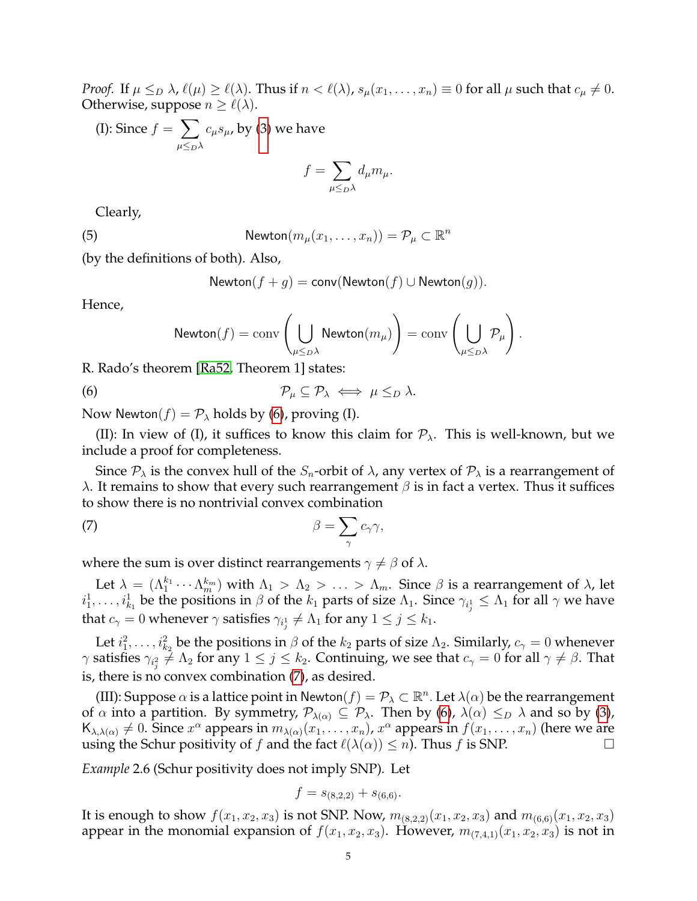*Proof.* If $\mu \leq_D \lambda$, $\ell(\mu) \geq \ell(\lambda)$. Thus if $n < \ell(\lambda)$, $s_\mu(x_1, \ldots, x_n) \equiv 0$ for all $\mu$ such that $c_\mu \neq 0$. Otherwise, suppose $n \geq \ell(\lambda)$.

(I): Since $f = \sum_{\mu \leq_D \lambda} c_\mu s_\mu$, by (3) we have

$$f = \sum_{\mu \leq_D \lambda} d_\mu m_\mu.$$

Clearly,

$$\mathsf{Newton}(m_\mu(x_1, \ldots, x_n)) = \mathcal{P}_\mu \subset \mathbb{R}^n \tag{5}$$

(by the definitions of both). Also,

$$\mathsf{Newton}(f + g) = \mathsf{conv}(\mathsf{Newton}(f) \cup \mathsf{Newton}(g)).$$

Hence,

$$\mathsf{Newton}(f) = \mathrm{conv}\left(\bigcup_{\mu \leq_D \lambda} \mathsf{Newton}(m_\mu)\right) = \mathrm{conv}\left(\bigcup_{\mu \leq_D \lambda} \mathcal{P}_\mu\right).$$

R. Rado's theorem [Ra52, Theorem 1] states:

$$\mathcal{P}_\mu \subseteq \mathcal{P}_\lambda \iff \mu \leq_D \lambda. \tag{6}$$

Now $\mathsf{Newton}(f) = \mathcal{P}_\lambda$ holds by (6), proving (I).

(II): In view of (I), it suffices to know this claim for $\mathcal{P}_\lambda$. This is well-known, but we include a proof for completeness.

Since $\mathcal{P}_\lambda$ is the convex hull of the $S_n$-orbit of $\lambda$, any vertex of $\mathcal{P}_\lambda$ is a rearrangement of $\lambda$. It remains to show that every such rearrangement $\beta$ is in fact a vertex. Thus it suffices to show there is no nontrivial convex combination

$$\beta = \sum_\gamma c_\gamma \gamma, \tag{7}$$

where the sum is over distinct rearrangements $\gamma \neq \beta$ of $\lambda$.

Let $\lambda = (\Lambda_1^{k_1} \cdots \Lambda_m^{k_m})$ with $\Lambda_1 > \Lambda_2 > \ldots > \Lambda_m$. Since $\beta$ is a rearrangement of $\lambda$, let $i_1^1, \ldots, i_{k_1}^1$ be the positions in $\beta$ of the $k_1$ parts of size $\Lambda_1$. Since $\gamma_{i_j^1} \leq \Lambda_1$ for all $\gamma$ we have that $c_\gamma = 0$ whenever $\gamma$ satisfies $\gamma_{i_j^1} \neq \Lambda_1$ for any $1 \leq j \leq k_1$.

Let $i_1^2, \ldots, i_{k_2}^2$ be the positions in $\beta$ of the $k_2$ parts of size $\Lambda_2$. Similarly, $c_\gamma = 0$ whenever $\gamma$ satisfies $\gamma_{i_j^2} \neq \Lambda_2$ for any $1 \leq j \leq k_2$. Continuing, we see that $c_\gamma = 0$ for all $\gamma \neq \beta$. That is, there is no convex combination (7), as desired.

(III): Suppose $\alpha$ is a lattice point in $\mathsf{Newton}(f) = \mathcal{P}_\lambda \subset \mathbb{R}^n$. Let $\lambda(\alpha)$ be the rearrangement of $\alpha$ into a partition. By symmetry, $\mathcal{P}_{\lambda(\alpha)} \subseteq \mathcal{P}_\lambda$. Then by (6), $\lambda(\alpha) \leq_D \lambda$ and so by (3), $K_{\lambda, \lambda(\alpha)} \neq 0$. Since $x^\alpha$ appears in $m_{\lambda(\alpha)}(x_1, \ldots, x_n)$, $x^\alpha$ appears in $f(x_1, \ldots, x_n)$ (here we are using the Schur positivity of $f$ and the fact $\ell(\lambda(\alpha)) \leq n$). Thus $f$ is SNP. $\square$

*Example* 2.6 (Schur positivity does not imply SNP). Let

$$f = s_{(8,2,2)} + s_{(6,6)}.$$

It is enough to show $f(x_1, x_2, x_3)$ is not SNP. Now, $m_{(8,2,2)}(x_1, x_2, x_3)$ and $m_{(6,6)}(x_1, x_2, x_3)$ appear in the monomial expansion of $f(x_1, x_2, x_3)$. However, $m_{(7,4,1)}(x_1, x_2, x_3)$ is not in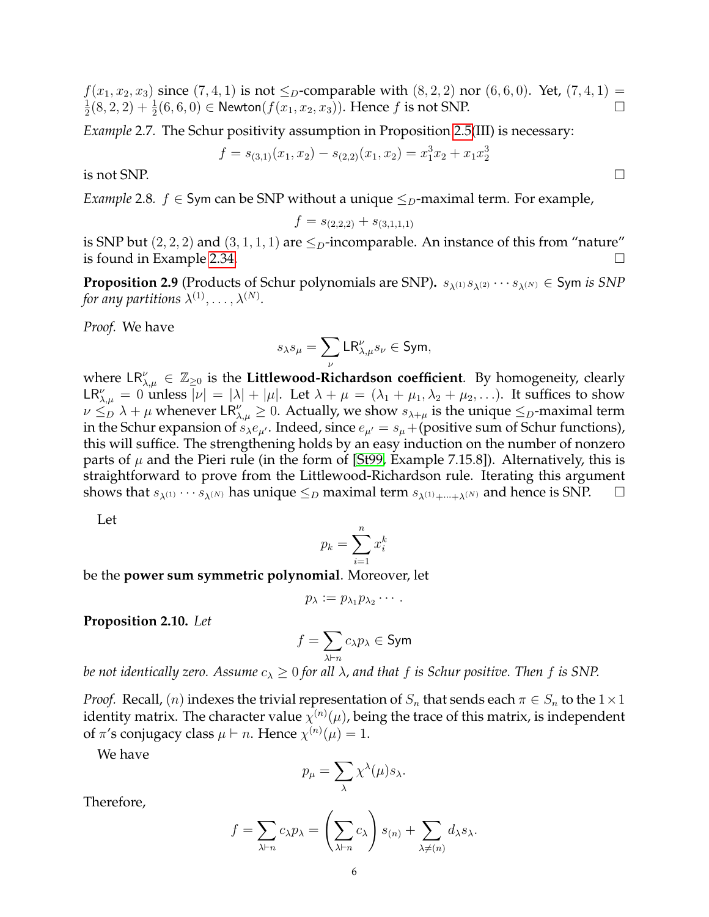$f(x_1, x_2, x_3)$ since $(7,4,1)$ is not $\leq_D$-comparable with $(8,2,2)$ nor $(6,6,0)$. Yet, $(7,4,1) = \frac{1}{2}(8,2,2) + \frac{1}{2}(6,6,0) \in \mathsf{Newton}(f(x_1,x_2,x_3))$. Hence $f$ is not SNP. □

*Example* 2.7. The Schur positivity assumption in Proposition 2.5(III) is necessary:

$$f = s_{(3,1)}(x_1,x_2) - s_{(2,2)}(x_1,x_2) = x_1^3 x_2 + x_1 x_2^3$$

is not SNP. □

*Example* 2.8. $f \in \mathsf{Sym}$ can be SNP without a unique $\leq_D$-maximal term. For example,

$$f = s_{(2,2,2)} + s_{(3,1,1,1)}$$

is SNP but $(2,2,2)$ and $(3,1,1,1)$ are $\leq_D$-incomparable. An instance of this from "nature" is found in Example 2.34. □

**Proposition 2.9** (Products of Schur polynomials are SNP). *$s_{\lambda^{(1)}} s_{\lambda^{(2)}} \cdots s_{\lambda^{(N)}} \in \mathsf{Sym}$ is SNP for any partitions $\lambda^{(1)}, \ldots, \lambda^{(N)}$.*

*Proof.* We have

$$s_\lambda s_\mu = \sum_\nu \mathsf{LR}_{\lambda,\mu}^{\nu} s_\nu \in \mathsf{Sym},$$

where $\mathsf{LR}_{\lambda,\mu}^{\nu} \in \mathbb{Z}_{\geq 0}$ is the **Littlewood-Richardson coefficient**. By homogeneity, clearly $\mathsf{LR}_{\lambda,\mu}^{\nu} = 0$ unless $|\nu| = |\lambda| + |\mu|$. Let $\lambda + \mu = (\lambda_1 + \mu_1, \lambda_2 + \mu_2, \ldots)$. It suffices to show $\nu \leq_D \lambda + \mu$ whenever $\mathsf{LR}_{\lambda,\mu}^{\nu} \geq 0$. Actually, we show $s_{\lambda+\mu}$ is the unique $\leq_D$-maximal term in the Schur expansion of $s_\lambda e_{\mu'}$. Indeed, since $e_{\mu'} = s_\mu +$(positive sum of Schur functions), this will suffice. The strengthening holds by an easy induction on the number of nonzero parts of $\mu$ and the Pieri rule (in the form of [St99, Example 7.15.8]). Alternatively, this is straightforward to prove from the Littlewood-Richardson rule. Iterating this argument shows that $s_{\lambda^{(1)}} \cdots s_{\lambda^{(N)}}$ has unique $\leq_D$ maximal term $s_{\lambda^{(1)} + \cdots + \lambda^{(N)}}$ and hence is SNP. □

Let

$$p_k = \sum_{i=1}^{n} x_i^k$$

be the **power sum symmetric polynomial**. Moreover, let

$$p_\lambda := p_{\lambda_1} p_{\lambda_2} \cdots.$$

**Proposition 2.10.** *Let*

$$f = \sum_{\lambda \vdash n} c_\lambda p_\lambda \in \mathsf{Sym}$$

*be not identically zero. Assume $c_\lambda \geq 0$ for all $\lambda$, and that $f$ is Schur positive. Then $f$ is SNP.*

*Proof.* Recall, $(n)$ indexes the trivial representation of $S_n$ that sends each $\pi \in S_n$ to the $1 \times 1$ identity matrix. The character value $\chi^{(n)}(\mu)$, being the trace of this matrix, is independent of $\pi$'s conjugacy class $\mu \vdash n$. Hence $\chi^{(n)}(\mu) = 1$.

We have

$$p_\mu = \sum_\lambda \chi^\lambda(\mu) s_\lambda.$$

Therefore,

$$f = \sum_{\lambda \vdash n} c_\lambda p_\lambda = \left( \sum_{\lambda \vdash n} c_\lambda \right) s_{(n)} + \sum_{\lambda \neq (n)} d_\lambda s_\lambda.$$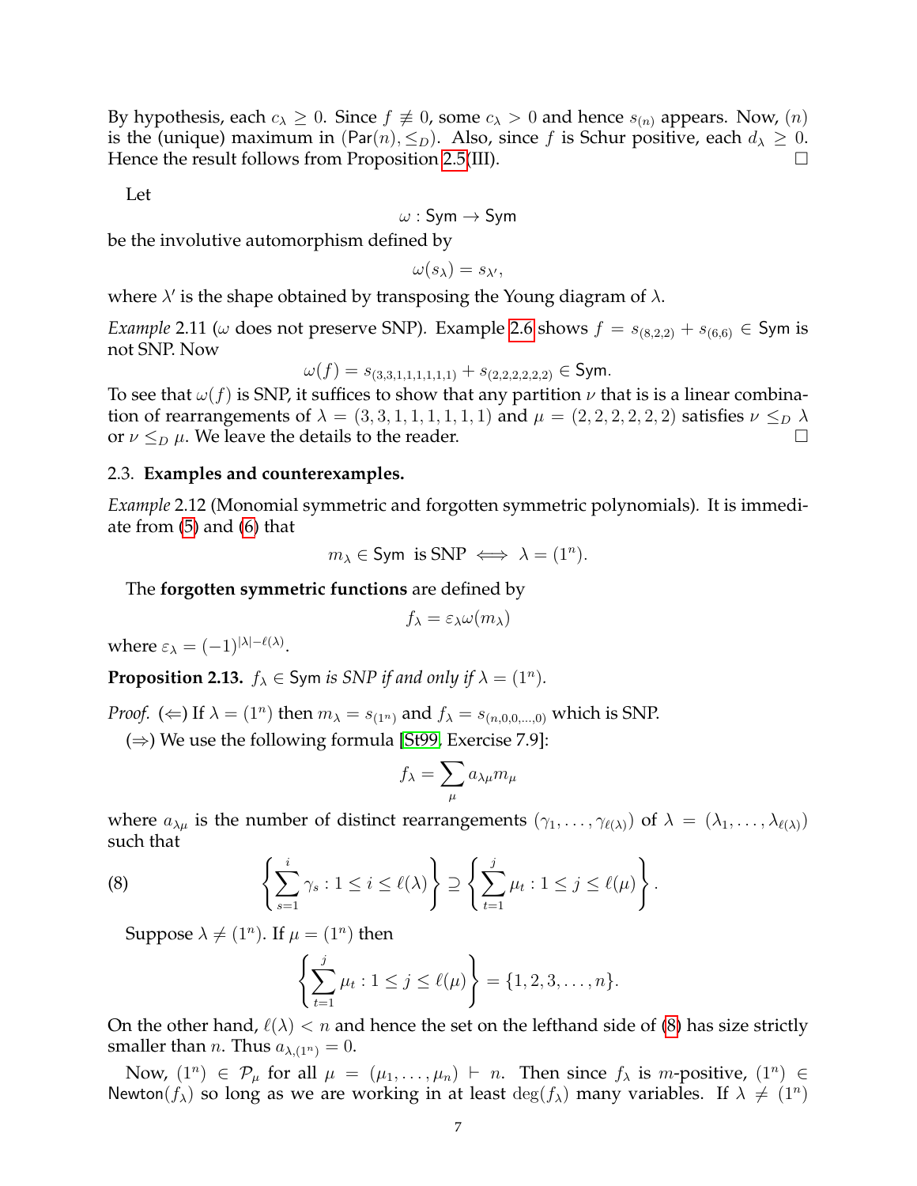By hypothesis, each $c_\lambda \geq 0$. Since $f \not\equiv 0$, some $c_\lambda > 0$ and hence $s_{(n)}$ appears. Now, $(n)$ is the (unique) maximum in $(\mathsf{Par}(n), \leq_D)$. Also, since $f$ is Schur positive, each $d_\lambda \geq 0$. Hence the result follows from Proposition 2.5(III). □

Let

$$\omega : \mathsf{Sym} \to \mathsf{Sym}$$

be the involutive automorphism defined by

$$\omega(s_\lambda) = s_{\lambda'},$$

where $\lambda'$ is the shape obtained by transposing the Young diagram of $\lambda$.

*Example* 2.11 ($\omega$ does not preserve SNP). Example 2.6 shows $f = s_{(8,2,2)} + s_{(6,6)} \in \mathsf{Sym}$ is not SNP. Now

$$\omega(f) = s_{(3,3,1,1,1,1,1,1)} + s_{(2,2,2,2,2,2)} \in \mathsf{Sym}.$$

To see that $\omega(f)$ is SNP, it suffices to show that any partition $\nu$ that is is a linear combination of rearrangements of $\lambda = (3,3,1,1,1,1,1,1)$ and $\mu = (2,2,2,2,2,2)$ satisfies $\nu \leq_D \lambda$ or $\nu \leq_D \mu$. We leave the details to the reader. □

### 2.3. Examples and counterexamples.

*Example* 2.12 (Monomial symmetric and forgotten symmetric polynomials). It is immediate from (5) and (6) that

$$m_\lambda \in \mathsf{Sym} \text{ is SNP } \iff \lambda = (1^n).$$

The **forgotten symmetric functions** are defined by

$$f_\lambda = \varepsilon_\lambda \omega(m_\lambda)$$

where $\varepsilon_\lambda = (-1)^{|\lambda| - \ell(\lambda)}$.

**Proposition 2.13.** *$f_\lambda \in \mathsf{Sym}$ is SNP if and only if $\lambda = (1^n)$.*

*Proof.* ($\Leftarrow$) If $\lambda = (1^n)$ then $m_\lambda = s_{(1^n)}$ and $f_\lambda = s_{(n,0,0,\ldots,0)}$ which is SNP.

($\Rightarrow$) We use the following formula [St99, Exercise 7.9]:

$$f_\lambda = \sum_\mu a_{\lambda\mu} m_\mu$$

where $a_{\lambda\mu}$ is the number of distinct rearrangements $(\gamma_1, \ldots, \gamma_{\ell(\lambda)})$ of $\lambda = (\lambda_1, \ldots, \lambda_{\ell(\lambda)})$ such that

$$\left\{ \sum_{s=1}^{i} \gamma_s : 1 \leq i \leq \ell(\lambda) \right\} \supseteq \left\{ \sum_{t=1}^{j} \mu_t : 1 \leq j \leq \ell(\mu) \right\}. \tag{8}$$

Suppose $\lambda \neq (1^n)$. If $\mu = (1^n)$ then

$$\left\{ \sum_{t=1}^{j} \mu_t : 1 \leq j \leq \ell(\mu) \right\} = \{1, 2, 3, \ldots, n\}.$$

On the other hand, $\ell(\lambda) < n$ and hence the set on the lefthand side of (8) has size strictly smaller than $n$. Thus $a_{\lambda,(1^n)} = 0$.

Now, $(1^n) \in \mathcal{P}_\mu$ for all $\mu = (\mu_1, \ldots, \mu_n) \vdash n$. Then since $f_\lambda$ is $m$-positive, $(1^n) \in \mathsf{Newton}(f_\lambda)$ so long as we are working in at least $\deg(f_\lambda)$ many variables. If $\lambda \neq (1^n)$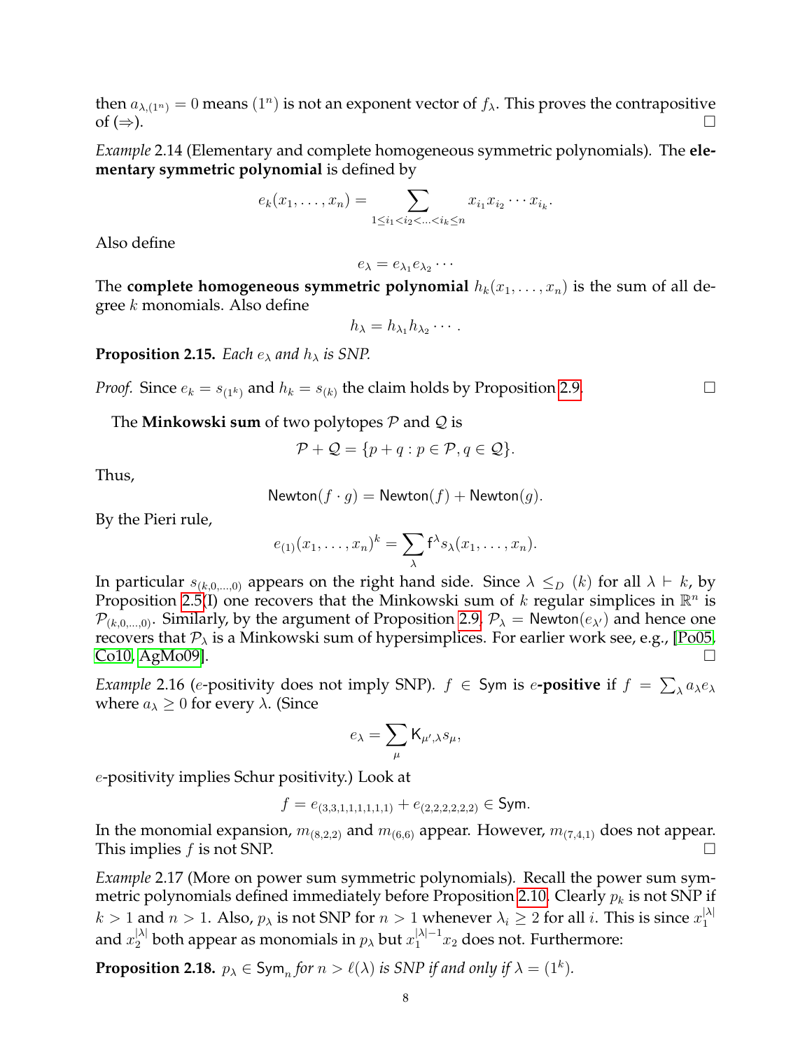then $a_{\lambda,(1^n)} = 0$ means $(1^n)$ is not an exponent vector of $f_\lambda$. This proves the contrapositive of ($\Rightarrow$). $\square$

*Example* 2.14 (Elementary and complete homogeneous symmetric polynomials). The **elementary symmetric polynomial** is defined by

$$e_k(x_1, \ldots, x_n) = \sum_{1 \leq i_1 < i_2 < \ldots < i_k \leq n} x_{i_1} x_{i_2} \cdots x_{i_k}.$$

Also define

$$e_\lambda = e_{\lambda_1} e_{\lambda_2} \cdots$$

The **complete homogeneous symmetric polynomial** $h_k(x_1, \ldots, x_n)$ is the sum of all degree $k$ monomials. Also define

$$h_\lambda = h_{\lambda_1} h_{\lambda_2} \cdots .$$

**Proposition 2.15.** *Each $e_\lambda$ and $h_\lambda$ is SNP.*

*Proof.* Since $e_k = s_{(1^k)}$ and $h_k = s_{(k)}$ the claim holds by Proposition 2.9. $\square$

The **Minkowski sum** of two polytopes $\mathcal{P}$ and $\mathcal{Q}$ is

$$\mathcal{P} + \mathcal{Q} = \{p + q : p \in \mathcal{P}, q \in \mathcal{Q}\}.$$

Thus,

$$\mathsf{Newton}(f \cdot g) = \mathsf{Newton}(f) + \mathsf{Newton}(g).$$

By the Pieri rule,

$$e_{(1)}(x_1, \ldots, x_n)^k = \sum_\lambda \mathsf{f}^\lambda s_\lambda(x_1, \ldots, x_n).$$

In particular $s_{(k,0,\ldots,0)}$ appears on the right hand side. Since $\lambda \leq_D (k)$ for all $\lambda \vdash k$, by Proposition 2.5(I) one recovers that the Minkowski sum of $k$ regular simplices in $\mathbb{R}^n$ is $\mathcal{P}_{(k,0,\ldots,0)}$. Similarly, by the argument of Proposition 2.9, $\mathcal{P}_\lambda = \mathsf{Newton}(e_{\lambda'})$ and hence one recovers that $\mathcal{P}_\lambda$ is a Minkowski sum of hypersimplices. For earlier work see, e.g., [Po05, Co10, AgMo09]. $\square$

*Example* 2.16 ($e$-positivity does not imply SNP). $f \in \mathsf{Sym}$ is **$e$-positive** if $f = \sum_\lambda a_\lambda e_\lambda$ where $a_\lambda \geq 0$ for every $\lambda$. (Since

$$e_\lambda = \sum_\mu \mathsf{K}_{\mu',\lambda} s_\mu,$$

$e$-positivity implies Schur positivity.) Look at

$$f = e_{(3,3,1,1,1,1,1,1)} + e_{(2,2,2,2,2,2)} \in \mathsf{Sym}.$$

In the monomial expansion, $m_{(8,2,2)}$ and $m_{(6,6)}$ appear. However, $m_{(7,4,1)}$ does not appear. This implies $f$ is not SNP. $\square$

*Example* 2.17 (More on power sum symmetric polynomials). Recall the power sum symmetric polynomials defined immediately before Proposition 2.10. Clearly $p_k$ is not SNP if $k > 1$ and $n > 1$. Also, $p_\lambda$ is not SNP for $n > 1$ whenever $\lambda_i \geq 2$ for all $i$. This is since $x_1^{|\lambda|}$ and $x_2^{|\lambda|}$ both appear as monomials in $p_\lambda$ but $x_1^{|\lambda|-1} x_2$ does not. Furthermore:

**Proposition 2.18.** *$p_\lambda \in \mathsf{Sym}_n$ for $n > \ell(\lambda)$ is SNP if and only if $\lambda = (1^k)$.*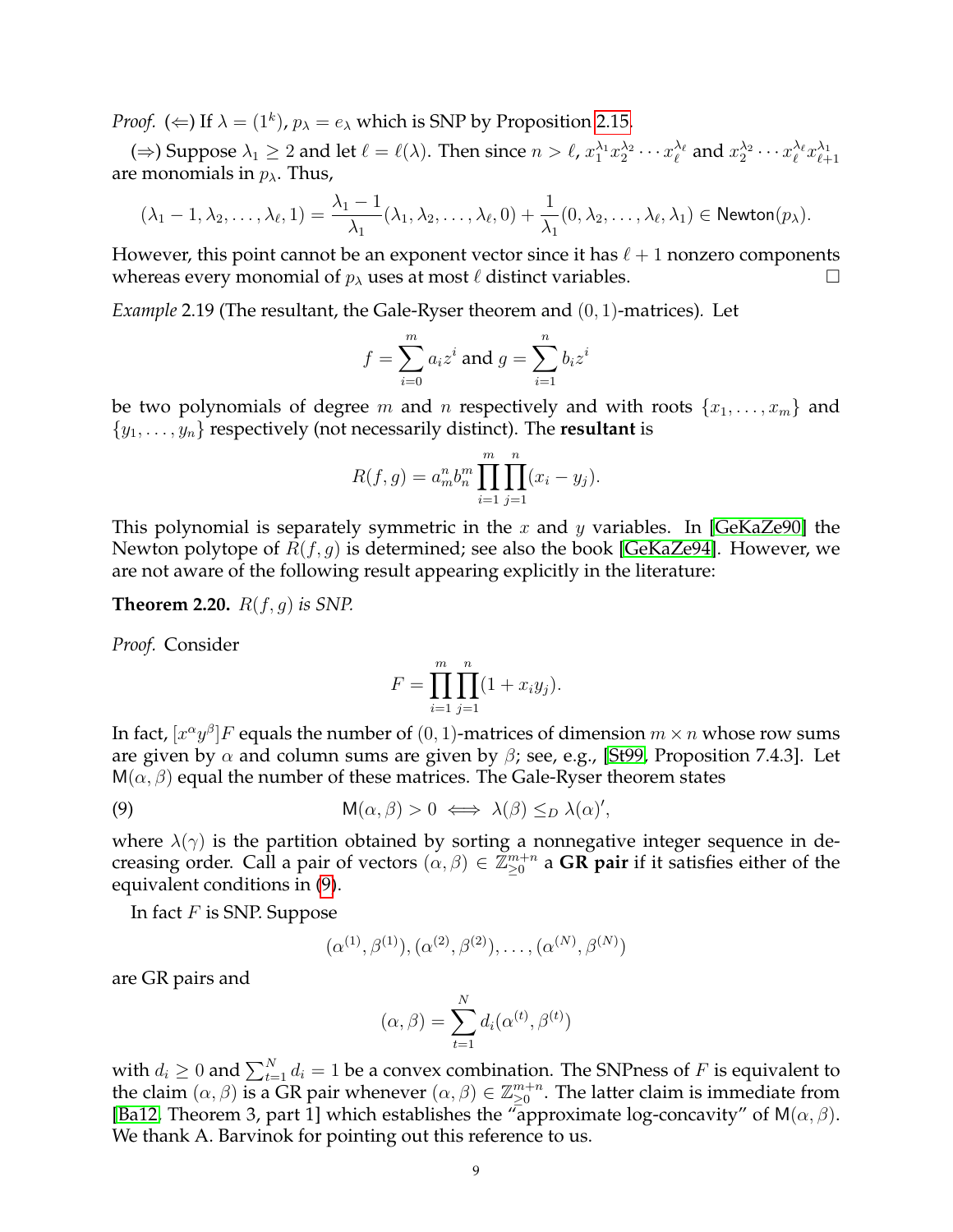*Proof.* (⇐) If $\lambda = (1^k)$, $p_\lambda = e_\lambda$ which is SNP by Proposition 2.15.

(⇒) Suppose $\lambda_1 \geq 2$ and let $\ell = \ell(\lambda)$. Then since $n > \ell$, $x_1^{\lambda_1} x_2^{\lambda_2} \cdots x_\ell^{\lambda_\ell}$ and $x_2^{\lambda_2} \cdots x_\ell^{\lambda_\ell} x_{\ell+1}^{\lambda_1}$ are monomials in $p_\lambda$. Thus,

$$(\lambda_1 - 1, \lambda_2, \ldots, \lambda_\ell, 1) = \frac{\lambda_1 - 1}{\lambda_1}(\lambda_1, \lambda_2, \ldots, \lambda_\ell, 0) + \frac{1}{\lambda_1}(0, \lambda_2, \ldots, \lambda_\ell, \lambda_1) \in \mathsf{Newton}(p_\lambda).$$

However, this point cannot be an exponent vector since it has $\ell + 1$ nonzero components whereas every monomial of $p_\lambda$ uses at most $\ell$ distinct variables. □

*Example* 2.19 (The resultant, the Gale-Ryser theorem and $(0,1)$-matrices). Let

$$f = \sum_{i=0}^{m} a_i z^i \text{ and } g = \sum_{i=1}^{n} b_i z^i$$

be two polynomials of degree $m$ and $n$ respectively and with roots $\{x_1, \ldots, x_m\}$ and $\{y_1, \ldots, y_n\}$ respectively (not necessarily distinct). The **resultant** is

$$R(f, g) = a_m^n b_n^m \prod_{i=1}^{m} \prod_{j=1}^{n} (x_i - y_j).$$

This polynomial is separately symmetric in the $x$ and $y$ variables. In [GeKaZe90] the Newton polytope of $R(f, g)$ is determined; see also the book [GeKaZe94]. However, we are not aware of the following result appearing explicitly in the literature:

**Theorem 2.20.** *$R(f, g)$ is SNP.*

*Proof.* Consider

$$F = \prod_{i=1}^{m} \prod_{j=1}^{n} (1 + x_i y_j).$$

In fact, $[x^\alpha y^\beta]F$ equals the number of $(0,1)$-matrices of dimension $m \times n$ whose row sums are given by $\alpha$ and column sums are given by $\beta$; see, e.g., [St99, Proposition 7.4.3]. Let $\mathsf{M}(\alpha, \beta)$ equal the number of these matrices. The Gale-Ryser theorem states

$$\mathsf{M}(\alpha, \beta) > 0 \iff \lambda(\beta) \leq_D \lambda(\alpha)', \tag{9}$$

where $\lambda(\gamma)$ is the partition obtained by sorting a nonnegative integer sequence in decreasing order. Call a pair of vectors $(\alpha, \beta) \in \mathbb{Z}_{\geq 0}^{m+n}$ a **GR pair** if it satisfies either of the equivalent conditions in (9).

In fact $F$ is SNP. Suppose

$$(\alpha^{(1)}, \beta^{(1)}), (\alpha^{(2)}, \beta^{(2)}), \ldots, (\alpha^{(N)}, \beta^{(N)})$$

are GR pairs and

$$(\alpha, \beta) = \sum_{t=1}^{N} d_i (\alpha^{(t)}, \beta^{(t)})$$

with $d_i \geq 0$ and $\sum_{t=1}^{N} d_i = 1$ be a convex combination. The SNPness of $F$ is equivalent to the claim $(\alpha, \beta)$ is a GR pair whenever $(\alpha, \beta) \in \mathbb{Z}_{\geq 0}^{m+n}$. The latter claim is immediate from [Ba12, Theorem 3, part 1] which establishes the "approximate log-concavity" of $\mathsf{M}(\alpha, \beta)$. We thank A. Barvinok for pointing out this reference to us.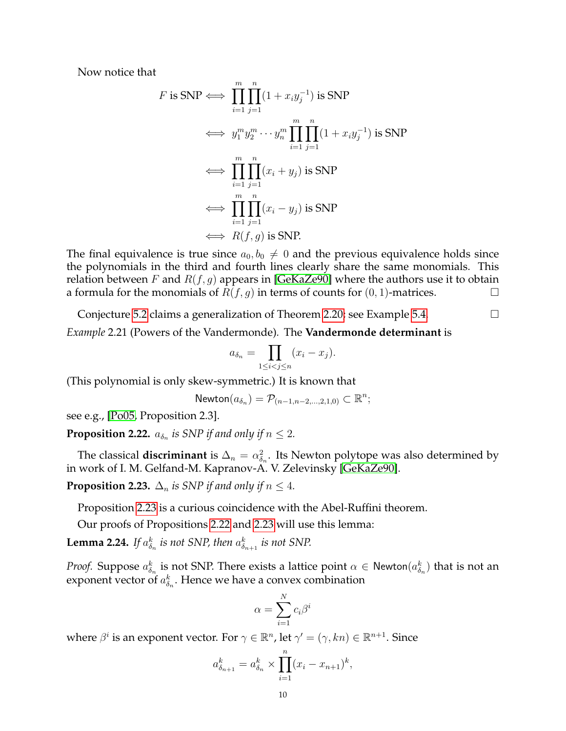Now notice that

$$
\begin{aligned}
F \text{ is SNP} &\iff \prod_{i=1}^{m}\prod_{j=1}^{n}(1+x_i y_j^{-1}) \text{ is SNP}\\
&\iff y_1^m y_2^m \cdots y_n^m \prod_{i=1}^{m}\prod_{j=1}^{n}(1+x_i y_j^{-1}) \text{ is SNP}\\
&\iff \prod_{i=1}^{m}\prod_{j=1}^{n}(x_i+y_j) \text{ is SNP}\\
&\iff \prod_{i=1}^{m}\prod_{j=1}^{n}(x_i-y_j) \text{ is SNP}\\
&\iff R(f,g) \text{ is SNP.}
\end{aligned}
$$

The final equivalence is true since $a_0, b_0 \neq 0$ and the previous equivalence holds since the polynomials in the third and fourth lines clearly share the same monomials. This relation between $F$ and $R(f,g)$ appears in [GeKaZe90] where the authors use it to obtain a formula for the monomials of $R(f,g)$ in terms of counts for $(0,1)$-matrices. □

Conjecture 5.2 claims a generalization of Theorem 2.20; see Example 5.4. □

*Example* 2.21 (Powers of the Vandermonde). The **Vandermonde determinant** is

$$a_{\delta_n} = \prod_{1\leq i<j\leq n}(x_i - x_j).$$

(This polynomial is only skew-symmetric.) It is known that

$$\mathsf{Newton}(a_{\delta_n}) = \mathcal{P}_{(n-1,n-2,\ldots,2,1,0)} \subset \mathbb{R}^n;$$

see e.g., [Po05, Proposition 2.3].

**Proposition 2.22.** *$a_{\delta_n}$ is SNP if and only if $n \leq 2$.*

The classical **discriminant** is $\Delta_n = \alpha_{\delta_n}^2$. Its Newton polytope was also determined by in work of I. M. Gelfand-M. Kapranov-A. V. Zelevinsky [GeKaZe90].

**Proposition 2.23.** *$\Delta_n$ is SNP if and only if $n \leq 4$.*

Proposition 2.23 is a curious coincidence with the Abel-Ruffini theorem.

Our proofs of Propositions 2.22 and 2.23 will use this lemma:

**Lemma 2.24.** *If $a_{\delta_n}^k$ is not SNP, then $a_{\delta_{n+1}}^k$ is not SNP.*

*Proof.* Suppose $a_{\delta_n}^k$ is not SNP. There exists a lattice point $\alpha \in \mathsf{Newton}(a_{\delta_n}^k)$ that is not an exponent vector of $a_{\delta_n}^k$. Hence we have a convex combination

$$\alpha = \sum_{i=1}^{N} c_i \beta^i$$

where $\beta^i$ is an exponent vector. For $\gamma \in \mathbb{R}^n$, let $\gamma' = (\gamma, kn) \in \mathbb{R}^{n+1}$. Since

$$a_{\delta_{n+1}}^k = a_{\delta_n}^k \times \prod_{i=1}^{n}(x_i - x_{n+1})^k,$$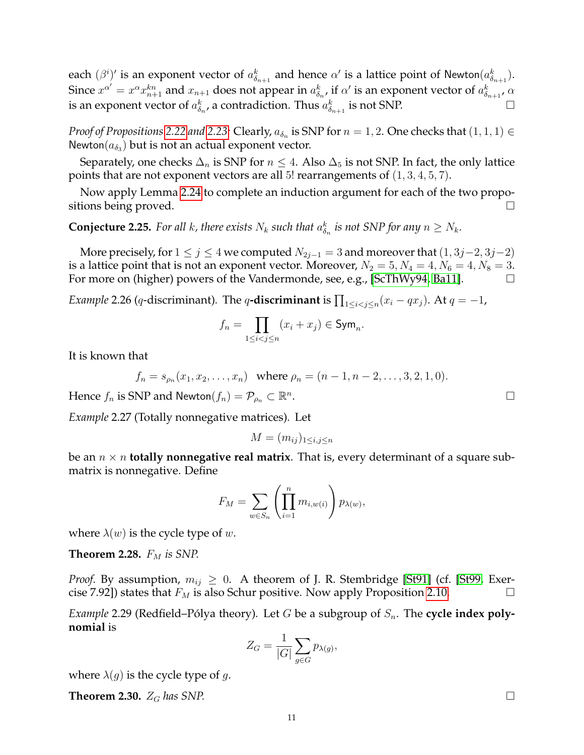each $(\beta^i)'$ is an exponent vector of $a^k_{\delta_{n+1}}$ and hence $\alpha'$ is a lattice point of $\mathsf{Newton}(a^k_{\delta_{n+1}})$. Since $x^{\alpha'} = x^{\alpha}x^{kn}_{n+1}$ and $x_{n+1}$ does not appear in $a^k_{\delta_n}$, if $\alpha'$ is an exponent vector of $a^k_{\delta_{n+1}}$, $\alpha$ is an exponent vector of $a^k_{\delta_n}$, a contradiction. Thus $a^k_{\delta_{n+1}}$ is not SNP. □

*Proof of Propositions 2.22 and 2.23:* Clearly, $a_{\delta_n}$ is SNP for $n = 1, 2$. One checks that $(1, 1, 1) \in \mathsf{Newton}(a_{\delta_3})$ but is not an actual exponent vector.

Separately, one checks $\Delta_n$ is SNP for $n \leq 4$. Also $\Delta_5$ is not SNP. In fact, the only lattice points that are not exponent vectors are all $5!$ rearrangements of $(1, 3, 4, 5, 7)$.

Now apply Lemma 2.24 to complete an induction argument for each of the two propositions being proved. □

**Conjecture 2.25.** *For all $k$, there exists $N_k$ such that $a^k_{\delta_n}$ is not SNP for any $n \geq N_k$.*

More precisely, for $1 \leq j \leq 4$ we computed $N_{2j-1} = 3$ and moreover that $(1, 3j-2, 3j-2)$ is a lattice point that is not an exponent vector. Moreover, $N_2 = 5, N_4 = 4, N_6 = 4, N_8 = 3$. For more on (higher) powers of the Vandermonde, see, e.g., [ScThWy94, Ba11]. □

*Example* 2.26 ($q$-discriminant). The **$q$-discriminant** is $\prod_{1 \leq i < j \leq n}(x_i - qx_j)$. At $q = -1$,

$$f_n = \prod_{1 \leq i < j \leq n} (x_i + x_j) \in \mathsf{Sym}_n.$$

It is known that

$$f_n = s_{\rho_n}(x_1, x_2, \ldots, x_n) \quad \text{where } \rho_n = (n-1, n-2, \ldots, 3, 2, 1, 0).$$

Hence $f_n$ is SNP and $\mathsf{Newton}(f_n) = \mathcal{P}_{\rho_n} \subset \mathbb{R}^n$. □

*Example* 2.27 (Totally nonnegative matrices). Let

$$M = (m_{ij})_{1 \leq i,j \leq n}$$

be an $n \times n$ **totally nonnegative real matrix**. That is, every determinant of a square submatrix is nonnegative. Define

$$F_M = \sum_{w \in S_n} \left( \prod_{i=1}^{n} m_{i,w(i)} \right) p_{\lambda(w)},$$

where $\lambda(w)$ is the cycle type of $w$.

**Theorem 2.28.** *$F_M$ is SNP.*

*Proof.* By assumption, $m_{ij} \geq 0$. A theorem of J. R. Stembridge [St91] (cf. [St99, Exercise 7.92]) states that $F_M$ is also Schur positive. Now apply Proposition 2.10. □

*Example* 2.29 (Redfield–Pólya theory). Let $G$ be a subgroup of $S_n$. The **cycle index polynomial** is

$$Z_G = \frac{1}{|G|} \sum_{g \in G} p_{\lambda(g)},$$

where $\lambda(g)$ is the cycle type of $g$.

**Theorem 2.30.** *$Z_G$ has SNP.* □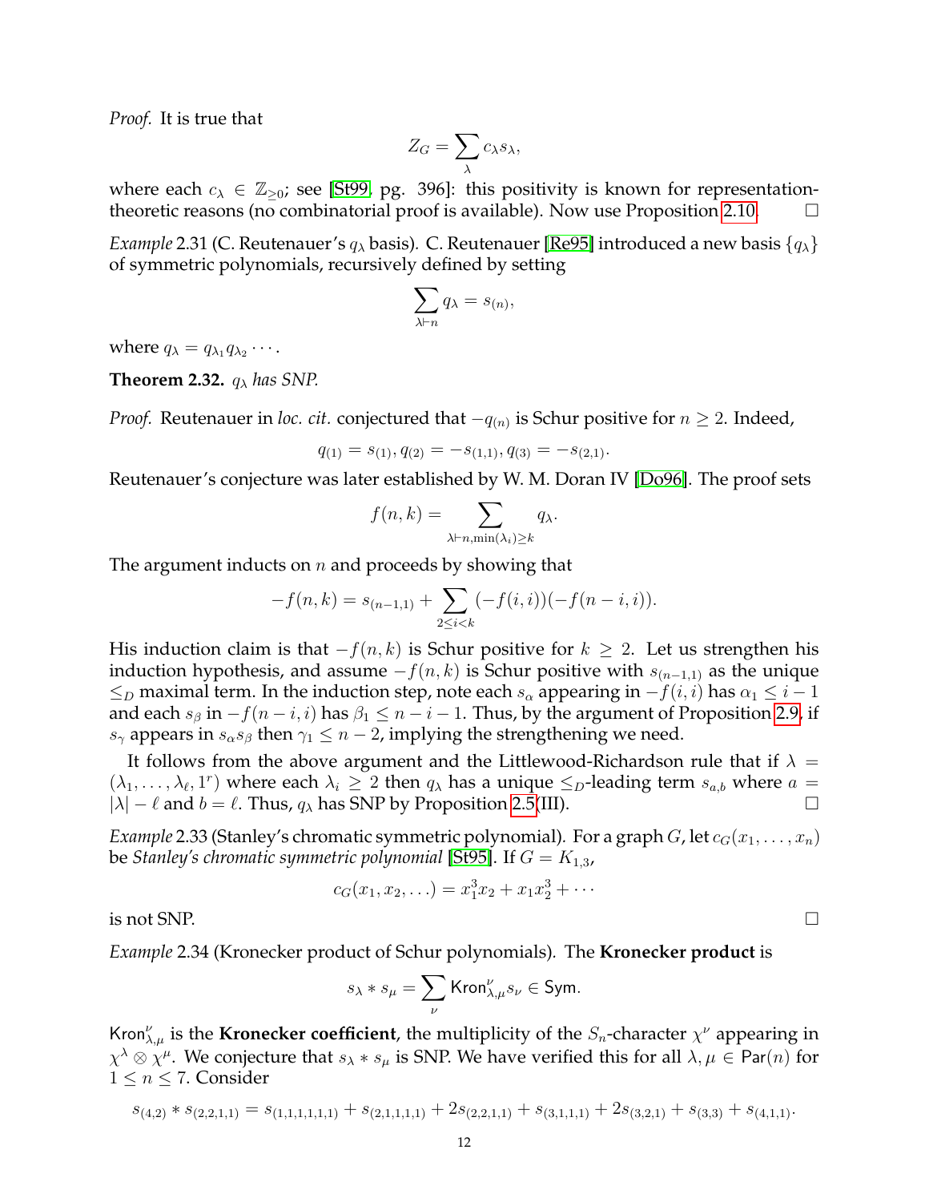*Proof.* It is true that

$$Z_G = \sum_{\lambda} c_\lambda s_\lambda,$$

where each $c_\lambda \in \mathbb{Z}_{\geq 0}$; see [St99, pg. 396]: this positivity is known for representation-theoretic reasons (no combinatorial proof is available). Now use Proposition 2.10. $\square$

*Example* 2.31 (C. Reutenauer's $q_\lambda$ basis)*.* C. Reutenauer [Re95] introduced a new basis $\{q_\lambda\}$ of symmetric polynomials, recursively defined by setting

$$\sum_{\lambda \vdash n} q_\lambda = s_{(n)},$$

where $q_\lambda = q_{\lambda_1} q_{\lambda_2} \cdots$.

**Theorem 2.32.** *$q_\lambda$ has SNP.*

*Proof.* Reutenauer in *loc. cit.* conjectured that $-q_{(n)}$ is Schur positive for $n \geq 2$. Indeed,

$$q_{(1)} = s_{(1)}, q_{(2)} = -s_{(1,1)}, q_{(3)} = -s_{(2,1)}.$$

Reutenauer's conjecture was later established by W. M. Doran IV [Do96]. The proof sets

$$f(n,k) = \sum_{\lambda \vdash n, \min(\lambda_i) \geq k} q_\lambda.$$

The argument inducts on $n$ and proceeds by showing that

$$-f(n,k) = s_{(n-1,1)} + \sum_{2 \leq i < k} (-f(i,i))(-f(n-i,i)).$$

His induction claim is that $-f(n,k)$ is Schur positive for $k \geq 2$. Let us strengthen his induction hypothesis, and assume $-f(n,k)$ is Schur positive with $s_{(n-1,1)}$ as the unique $\leq_D$ maximal term. In the induction step, note each $s_\alpha$ appearing in $-f(i,i)$ has $\alpha_1 \leq i-1$ and each $s_\beta$ in $-f(n-i,i)$ has $\beta_1 \leq n-i-1$. Thus, by the argument of Proposition 2.9, if $s_\gamma$ appears in $s_\alpha s_\beta$ then $\gamma_1 \leq n-2$, implying the strengthening we need.

It follows from the above argument and the Littlewood-Richardson rule that if $\lambda = (\lambda_1, \ldots, \lambda_\ell, 1^r)$ where each $\lambda_i \geq 2$ then $q_\lambda$ has a unique $\leq_D$-leading term $s_{a,b}$ where $a = |\lambda| - \ell$ and $b = \ell$. Thus, $q_\lambda$ has SNP by Proposition 2.5(III). $\square$

*Example* 2.33 (Stanley's chromatic symmetric polynomial)*.* For a graph $G$, let $c_G(x_1, \ldots, x_n)$ be *Stanley's chromatic symmetric polynomial* [St95]. If $G = K_{1,3}$,

$$c_G(x_1, x_2, \ldots) = x_1^3 x_2 + x_1 x_2^3 + \cdots$$

is not SNP. $\square$

*Example* 2.34 (Kronecker product of Schur polynomials)*.* The **Kronecker product** is

$$s_\lambda * s_\mu = \sum_{\nu} \mathsf{Kron}_{\lambda,\mu}^{\nu} s_\nu \in \mathsf{Sym}.$$

$\mathsf{Kron}_{\lambda,\mu}^{\nu}$ is the **Kronecker coefficient**, the multiplicity of the $S_n$-character $\chi^\nu$ appearing in $\chi^\lambda \otimes \chi^\mu$. We conjecture that $s_\lambda * s_\mu$ is SNP. We have verified this for all $\lambda, \mu \in \mathsf{Par}(n)$ for $1 \leq n \leq 7$. Consider

$$s_{(4,2)} * s_{(2,2,1,1)} = s_{(1,1,1,1,1,1)} + s_{(2,1,1,1,1)} + 2s_{(2,2,1,1)} + s_{(3,1,1,1)} + 2s_{(3,2,1)} + s_{(3,3)} + s_{(4,1,1)}.$$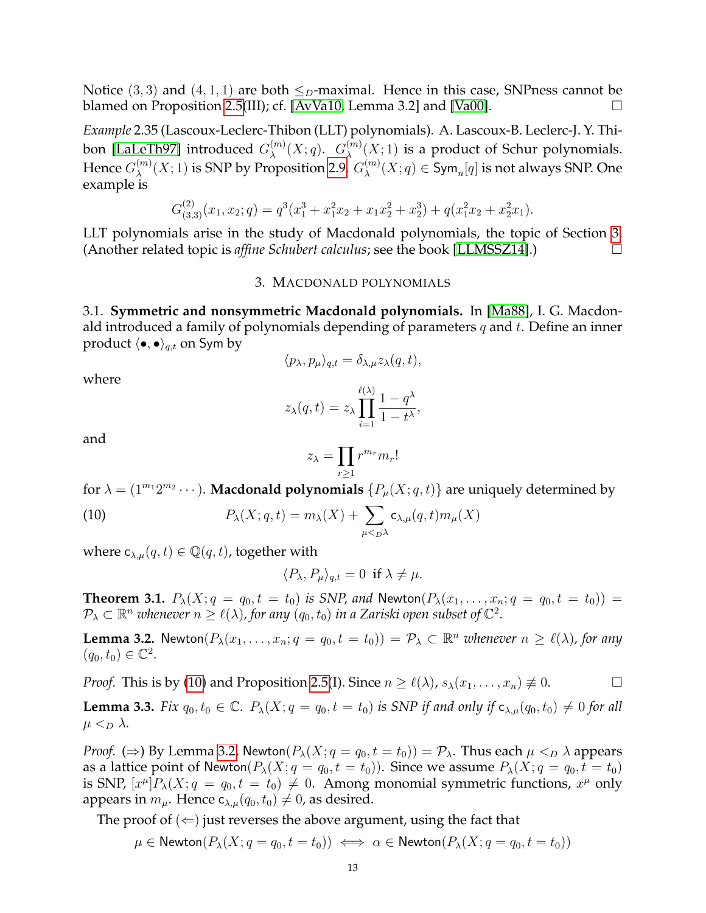Notice $(3,3)$ and $(4,1,1)$ are both $\leq_D$-maximal. Hence in this case, SNPness cannot be blamed on Proposition 2.5(III); cf. [AvVa10, Lemma 3.2] and [Va00]. □

*Example* 2.35 (Lascoux-Leclerc-Thibon (LLT) polynomials). A. Lascoux-B. Leclerc-J. Y. Thibon [LaLeTh97] introduced $G_\lambda^{(m)}(X;q)$. $G_\lambda^{(m)}(X;1)$ is a product of Schur polynomials. Hence $G_\lambda^{(m)}(X;1)$ is SNP by Proposition 2.9. $G_\lambda^{(m)}(X;q) \in \mathsf{Sym}_n[q]$ is not always SNP. One example is

$$G^{(2)}_{(3,3)}(x_1,x_2;q) = q^3(x_1^3 + x_1^2x_2 + x_1x_2^2 + x_2^3) + q(x_1^2x_2 + x_2^2x_1).$$

LLT polynomials arise in the study of Macdonald polynomials, the topic of Section 3. (Another related topic is *affine Schubert calculus*; see the book [LLMSSZ14].) □

## 3. Macdonald polynomials

### 3.1. Symmetric and nonsymmetric Macdonald polynomials.

In [Ma88], I. G. Macdonald introduced a family of polynomials depending of parameters $q$ and $t$. Define an inner product $\langle \bullet, \bullet \rangle_{q,t}$ on Sym by

$$\langle p_\lambda, p_\mu \rangle_{q,t} = \delta_{\lambda,\mu} z_\lambda(q,t),$$

where

$$z_\lambda(q,t) = z_\lambda \prod_{i=1}^{\ell(\lambda)} \frac{1-q^\lambda}{1-t^\lambda},$$

and

$$z_\lambda = \prod_{r\geq 1} r^{m_r} m_r!$$

for $\lambda = (1^{m_1}2^{m_2}\cdots)$. **Macdonald polynomials** $\{P_\mu(X;q,t)\}$ are uniquely determined by

$$P_\lambda(X;q,t) = m_\lambda(X) + \sum_{\mu <_D \lambda} \mathsf{c}_{\lambda,\mu}(q,t) m_\mu(X) \tag{10}$$

where $\mathsf{c}_{\lambda,\mu}(q,t) \in \mathbb{Q}(q,t)$, together with

$$\langle P_\lambda, P_\mu \rangle_{q,t} = 0 \ \text{ if } \lambda \neq \mu.$$

**Theorem 3.1.** *$P_\lambda(X;q=q_0,t=t_0)$ is SNP, and $\mathsf{Newton}(P_\lambda(x_1,\ldots,x_n;q=q_0,t=t_0)) = \mathcal{P}_\lambda \subset \mathbb{R}^n$ whenever $n \geq \ell(\lambda)$, for any $(q_0,t_0)$ in a Zariski open subset of $\mathbb{C}^2$.*

**Lemma 3.2.** $\mathsf{Newton}(P_\lambda(x_1,\ldots,x_n;q=q_0,t=t_0)) = \mathcal{P}_\lambda \subset \mathbb{R}^n$ *whenever $n \geq \ell(\lambda)$, for any $(q_0,t_0) \in \mathbb{C}^2$.*

*Proof.* This is by (10) and Proposition 2.5(I). Since $n \geq \ell(\lambda)$, $s_\lambda(x_1,\ldots,x_n) \not\equiv 0$. □

**Lemma 3.3.** *Fix $q_0,t_0 \in \mathbb{C}$. $P_\lambda(X;q=q_0,t=t_0)$ is SNP if and only if $\mathsf{c}_{\lambda,\mu}(q_0,t_0) \neq 0$ for all $\mu <_D \lambda$.*

*Proof.* ($\Rightarrow$) By Lemma 3.2, $\mathsf{Newton}(P_\lambda(X;q=q_0,t=t_0)) = \mathcal{P}_\lambda$. Thus each $\mu <_D \lambda$ appears as a lattice point of $\mathsf{Newton}(P_\lambda(X;q=q_0,t=t_0))$. Since we assume $P_\lambda(X;q=q_0,t=t_0)$ is SNP, $[x^\mu]P_\lambda(X;q=q_0,t=t_0) \neq 0$. Among monomial symmetric functions, $x^\mu$ only appears in $m_\mu$. Hence $\mathsf{c}_{\lambda,\mu}(q_0,t_0) \neq 0$, as desired.

The proof of ($\Leftarrow$) just reverses the above argument, using the fact that

$$\mu \in \mathsf{Newton}(P_\lambda(X;q=q_0,t=t_0)) \iff \alpha \in \mathsf{Newton}(P_\lambda(X;q=q_0,t=t_0))$$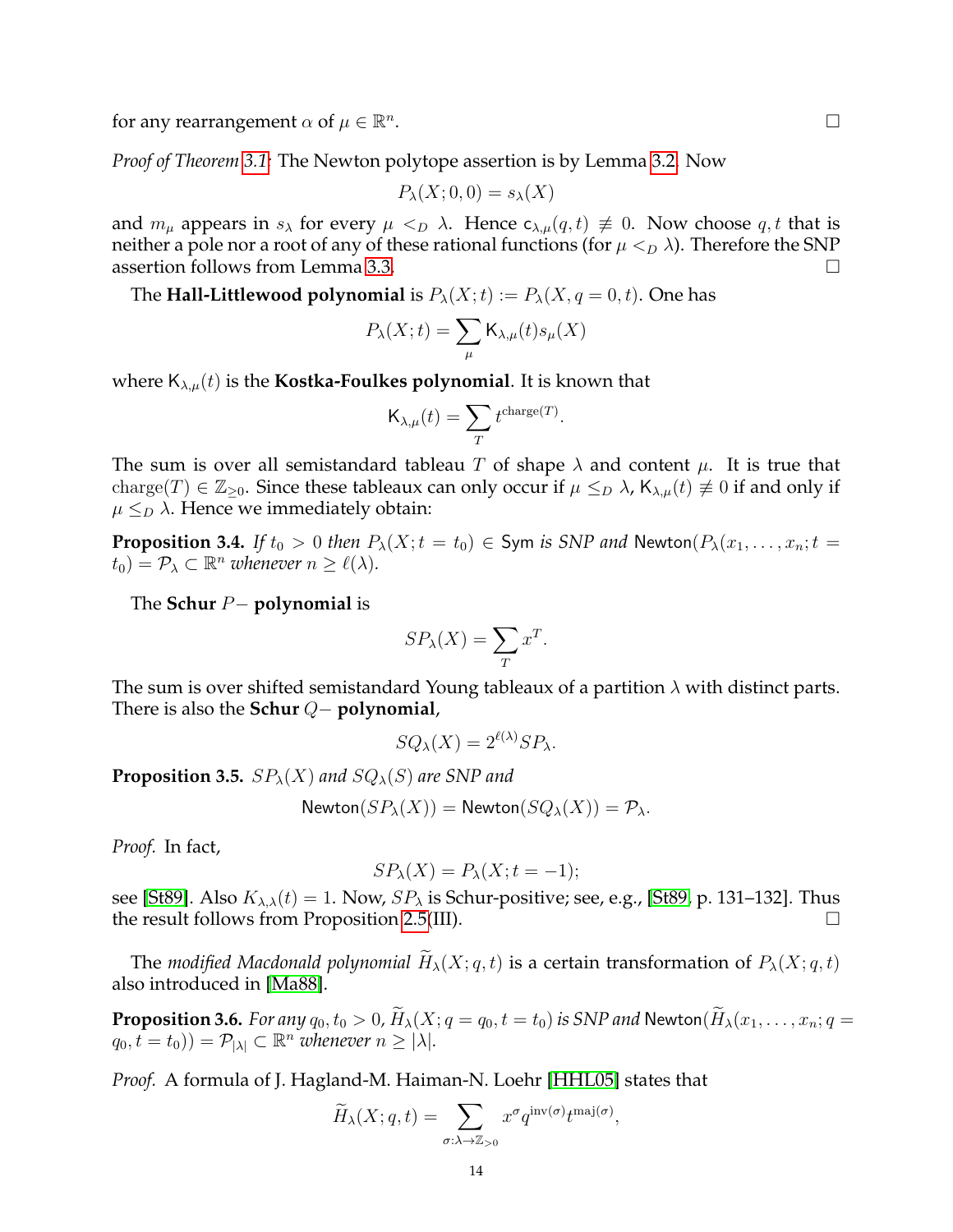for any rearrangement $\alpha$ of $\mu \in \mathbb{R}^n$. $\square$

*Proof of Theorem 3.1:* The Newton polytope assertion is by Lemma 3.2. Now

$$P_\lambda(X; 0, 0) = s_\lambda(X)$$

and $m_\mu$ appears in $s_\lambda$ for every $\mu <_D \lambda$. Hence $\mathsf{c}_{\lambda,\mu}(q,t) \not\equiv 0$. Now choose $q, t$ that is neither a pole nor a root of any of these rational functions (for $\mu <_D \lambda$). Therefore the SNP assertion follows from Lemma 3.3. $\square$

The **Hall-Littlewood polynomial** is $P_\lambda(X; t) := P_\lambda(X, q = 0, t)$. One has

$$P_\lambda(X; t) = \sum_\mu \mathsf{K}_{\lambda,\mu}(t) s_\mu(X)$$

where $\mathsf{K}_{\lambda,\mu}(t)$ is the **Kostka-Foulkes polynomial**. It is known that

$$\mathsf{K}_{\lambda,\mu}(t) = \sum_T t^{\mathrm{charge}(T)}.$$

The sum is over all semistandard tableau $T$ of shape $\lambda$ and content $\mu$. It is true that $\mathrm{charge}(T) \in \mathbb{Z}_{\geq 0}$. Since these tableaux can only occur if $\mu \leq_D \lambda$, $\mathsf{K}_{\lambda,\mu}(t) \not\equiv 0$ if and only if $\mu \leq_D \lambda$. Hence we immediately obtain:

**Proposition 3.4.** *If $t_0 > 0$ then $P_\lambda(X; t = t_0) \in \mathsf{Sym}$ is SNP and $\mathsf{Newton}(P_\lambda(x_1, \ldots, x_n; t = t_0) = \mathcal{P}_\lambda \subset \mathbb{R}^n$ whenever $n \geq \ell(\lambda)$.*

The **Schur $P-$ polynomial** is

$$SP_\lambda(X) = \sum_T x^T.$$

The sum is over shifted semistandard Young tableaux of a partition $\lambda$ with distinct parts. There is also the **Schur $Q-$ polynomial**,

$$SQ_\lambda(X) = 2^{\ell(\lambda)} SP_\lambda.$$

**Proposition 3.5.** *$SP_\lambda(X)$ and $SQ_\lambda(S)$ are SNP and*

$$\mathsf{Newton}(SP_\lambda(X)) = \mathsf{Newton}(SQ_\lambda(X)) = \mathcal{P}_\lambda.$$

*Proof.* In fact,

$$SP_\lambda(X) = P_\lambda(X; t = -1);$$

see [St89]. Also $K_{\lambda,\lambda}(t) = 1$. Now, $SP_\lambda$ is Schur-positive; see, e.g., [St89, p. 131–132]. Thus the result follows from Proposition 2.5(III). $\square$

The *modified Macdonald polynomial* $\widetilde{H}_\lambda(X; q, t)$ is a certain transformation of $P_\lambda(X; q, t)$ also introduced in [Ma88].

**Proposition 3.6.** *For any $q_0, t_0 > 0$, $\widetilde{H}_\lambda(X; q = q_0, t = t_0)$ is SNP and $\mathsf{Newton}(\widetilde{H}_\lambda(x_1, \ldots, x_n; q = q_0, t = t_0)) = \mathcal{P}_{|\lambda|} \subset \mathbb{R}^n$ whenever $n \geq |\lambda|$.*

*Proof.* A formula of J. Hagland-M. Haiman-N. Loehr [HHL05] states that

$$\widetilde{H}_\lambda(X; q, t) = \sum_{\sigma : \lambda \to \mathbb{Z}_{>0}} x^\sigma q^{\mathrm{inv}(\sigma)} t^{\mathrm{maj}(\sigma)},$$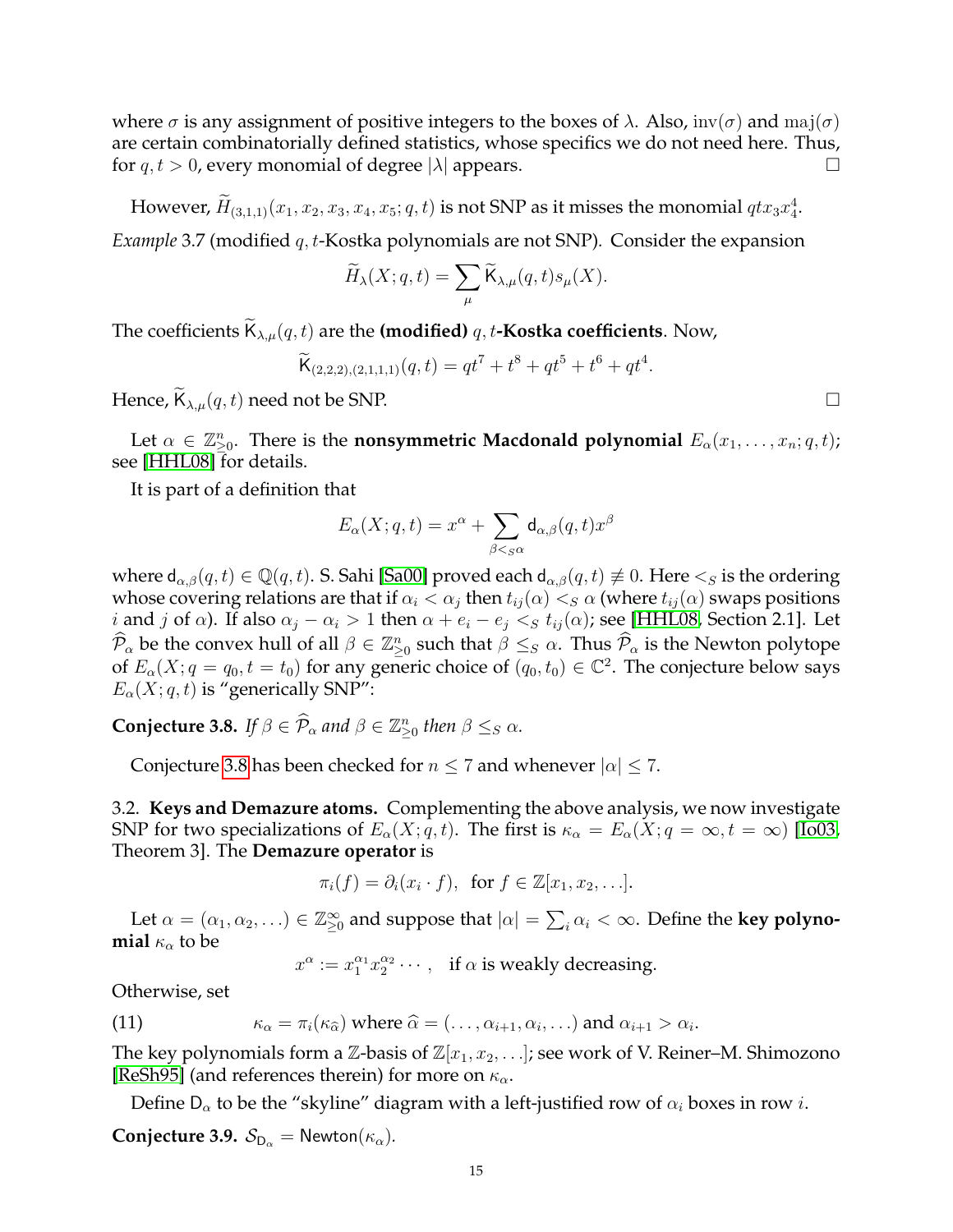where $\sigma$ is any assignment of positive integers to the boxes of $\lambda$. Also, $\mathrm{inv}(\sigma)$ and $\mathrm{maj}(\sigma)$ are certain combinatorially defined statistics, whose specifics we do not need here. Thus, for $q, t > 0$, every monomial of degree $|\lambda|$ appears. $\square$

However, $\widetilde{H}_{(3,1,1)}(x_1, x_2, x_3, x_4, x_5; q, t)$ is not SNP as it misses the monomial $qtx_3x_4^4$.

*Example* 3.7 (modified $q, t$-Kostka polynomials are not SNP). Consider the expansion

$$\widetilde{H}_\lambda(X; q, t) = \sum_\mu \widetilde{\mathsf{K}}_{\lambda,\mu}(q, t) s_\mu(X).$$

The coefficients $\widetilde{\mathsf{K}}_{\lambda,\mu}(q, t)$ are the **(modified) $q, t$-Kostka coefficients**. Now,

$$\widetilde{\mathsf{K}}_{(2,2,2),(2,1,1,1,1)}(q, t) = qt^7 + t^8 + qt^5 + t^6 + qt^4.$$

Hence, $\widetilde{\mathsf{K}}_{\lambda,\mu}(q, t)$ need not be SNP. $\square$

Let $\alpha \in \mathbb{Z}^n_{\geq 0}$. There is the **nonsymmetric Macdonald polynomial** $E_\alpha(x_1, \ldots, x_n; q, t)$; see [HHL08] for details.

It is part of a definition that

$$E_\alpha(X; q, t) = x^\alpha + \sum_{\beta <_S \alpha} \mathsf{d}_{\alpha,\beta}(q, t) x^\beta$$

where $\mathsf{d}_{\alpha,\beta}(q, t) \in \mathbb{Q}(q, t)$. S. Sahi [Sa00] proved each $\mathsf{d}_{\alpha,\beta}(q, t) \not\equiv 0$. Here $<_S$ is the ordering whose covering relations are that if $\alpha_i < \alpha_j$ then $t_{ij}(\alpha) <_S \alpha$ (where $t_{ij}(\alpha)$ swaps positions $i$ and $j$ of $\alpha$). If also $\alpha_j - \alpha_i > 1$ then $\alpha + e_i - e_j <_S t_{ij}(\alpha)$; see [HHL08, Section 2.1]. Let $\widehat{\mathcal{P}}_\alpha$ be the convex hull of all $\beta \in \mathbb{Z}^n_{\geq 0}$ such that $\beta \leq_S \alpha$. Thus $\widehat{\mathcal{P}}_\alpha$ is the Newton polytope of $E_\alpha(X; q = q_0, t = t_0)$ for any generic choice of $(q_0, t_0) \in \mathbb{C}^2$. The conjecture below says $E_\alpha(X; q, t)$ is "generically SNP":

**Conjecture 3.8.** *If $\beta \in \widehat{\mathcal{P}}_\alpha$ and $\beta \in \mathbb{Z}^n_{\geq 0}$ then $\beta \leq_S \alpha$.*

Conjecture 3.8 has been checked for $n \leq 7$ and whenever $|\alpha| \leq 7$.

3.2. **Keys and Demazure atoms.** Complementing the above analysis, we now investigate SNP for two specializations of $E_\alpha(X; q, t)$. The first is $\kappa_\alpha = E_\alpha(X; q = \infty, t = \infty)$ [Io03, Theorem 3]. The **Demazure operator** is

$$\pi_i(f) = \partial_i(x_i \cdot f), \text{ for } f \in \mathbb{Z}[x_1, x_2, \ldots].$$

Let $\alpha = (\alpha_1, \alpha_2, \ldots) \in \mathbb{Z}^\infty_{\geq 0}$ and suppose that $|\alpha| = \sum_i \alpha_i < \infty$. Define the **key polynomial** $\kappa_\alpha$ to be

$$x^\alpha := x_1^{\alpha_1} x_2^{\alpha_2} \cdots, \quad \text{if } \alpha \text{ is weakly decreasing.}$$

Otherwise, set

$$\kappa_\alpha = \pi_i(\kappa_{\widehat{\alpha}}) \text{ where } \widehat{\alpha} = (\ldots, \alpha_{i+1}, \alpha_i, \ldots) \text{ and } \alpha_{i+1} > \alpha_i. \tag{11}$$

The key polynomials form a $\mathbb{Z}$-basis of $\mathbb{Z}[x_1, x_2, \ldots]$; see work of V. Reiner–M. Shimozono [ReSh95] (and references therein) for more on $\kappa_\alpha$.

Define $\mathsf{D}_\alpha$ to be the "skyline" diagram with a left-justified row of $\alpha_i$ boxes in row $i$.

**Conjecture 3.9.** $\mathcal{S}_{\mathsf{D}_\alpha} = \mathsf{Newton}(\kappa_\alpha)$.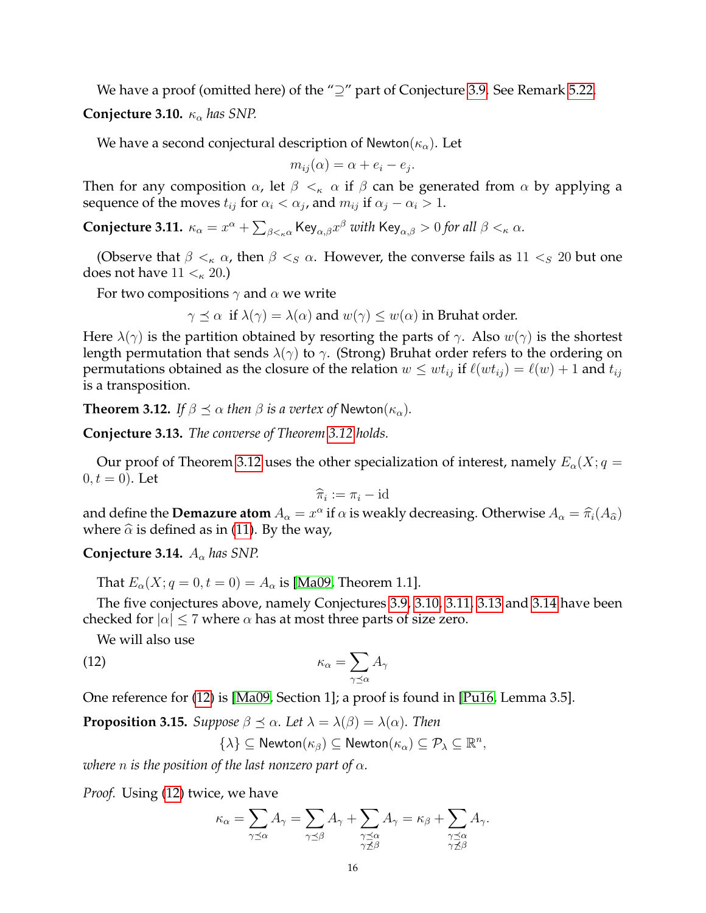We have a proof (omitted here) of the "$\supseteq$" part of Conjecture 3.9. See Remark 5.22.

**Conjecture 3.10.** *$\kappa_\alpha$ has SNP.*

We have a second conjectural description of $\mathsf{Newton}(\kappa_\alpha)$. Let

$$m_{ij}(\alpha) = \alpha + e_i - e_j.$$

Then for any composition $\alpha$, let $\beta <_\kappa \alpha$ if $\beta$ can be generated from $\alpha$ by applying a sequence of the moves $t_{ij}$ for $\alpha_i < \alpha_j$, and $m_{ij}$ if $\alpha_j - \alpha_i > 1$.

**Conjecture 3.11.** *$\kappa_\alpha = x^\alpha + \sum_{\beta <_\kappa \alpha} \mathsf{Key}_{\alpha,\beta} x^\beta$ with $\mathsf{Key}_{\alpha,\beta} > 0$ for all $\beta <_\kappa \alpha$.*

(Observe that $\beta <_\kappa \alpha$, then $\beta <_S \alpha$. However, the converse fails as $11 <_S 20$ but one does not have $11 <_\kappa 20$.)

For two compositions $\gamma$ and $\alpha$ we write

$$\gamma \preceq \alpha \ \text{ if } \lambda(\gamma) = \lambda(\alpha) \text{ and } w(\gamma) \leq w(\alpha) \text{ in Bruhat order.}$$

Here $\lambda(\gamma)$ is the partition obtained by resorting the parts of $\gamma$. Also $w(\gamma)$ is the shortest length permutation that sends $\lambda(\gamma)$ to $\gamma$. (Strong) Bruhat order refers to the ordering on permutations obtained as the closure of the relation $w \leq wt_{ij}$ if $\ell(wt_{ij}) = \ell(w) + 1$ and $t_{ij}$ is a transposition.

**Theorem 3.12.** *If $\beta \preceq \alpha$ then $\beta$ is a vertex of $\mathsf{Newton}(\kappa_\alpha)$.*

**Conjecture 3.13.** *The converse of Theorem 3.12 holds.*

Our proof of Theorem 3.12 uses the other specialization of interest, namely $E_\alpha(X; q = 0, t = 0)$. Let

$$\widehat{\pi}_i := \pi_i - \mathrm{id}$$

and define the **Demazure atom** $A_\alpha = x^\alpha$ if $\alpha$ is weakly decreasing. Otherwise $A_\alpha = \widehat{\pi}_i(A_{\widehat{\alpha}})$ where $\widehat{\alpha}$ is defined as in (11). By the way,

**Conjecture 3.14.** *$A_\alpha$ has SNP.*

That $E_\alpha(X; q = 0, t = 0) = A_\alpha$ is [Ma09, Theorem 1.1].

The five conjectures above, namely Conjectures 3.9, 3.10, 3.11, 3.13 and 3.14 have been checked for $|\alpha| \leq 7$ where $\alpha$ has at most three parts of size zero.

We will also use

$$\kappa_\alpha = \sum_{\gamma \preceq \alpha} A_\gamma \tag{12}$$

One reference for (12) is [Ma09, Section 1]; a proof is found in [Pu16, Lemma 3.5].

**Proposition 3.15.** *Suppose $\beta \preceq \alpha$. Let $\lambda = \lambda(\beta) = \lambda(\alpha)$. Then*

$$\{\lambda\} \subseteq \mathsf{Newton}(\kappa_\beta) \subseteq \mathsf{Newton}(\kappa_\alpha) \subseteq \mathcal{P}_\lambda \subseteq \mathbb{R}^n,$$

*where $n$ is the position of the last nonzero part of $\alpha$.*

*Proof.* Using (12) twice, we have

$$\kappa_\alpha = \sum_{\gamma \preceq \alpha} A_\gamma = \sum_{\gamma \preceq \beta} A_\gamma + \sum_{\substack{\gamma \preceq \alpha \\ \gamma \not\preceq \beta}} A_\gamma = \kappa_\beta + \sum_{\substack{\gamma \preceq \alpha \\ \gamma \not\preceq \beta}} A_\gamma.$$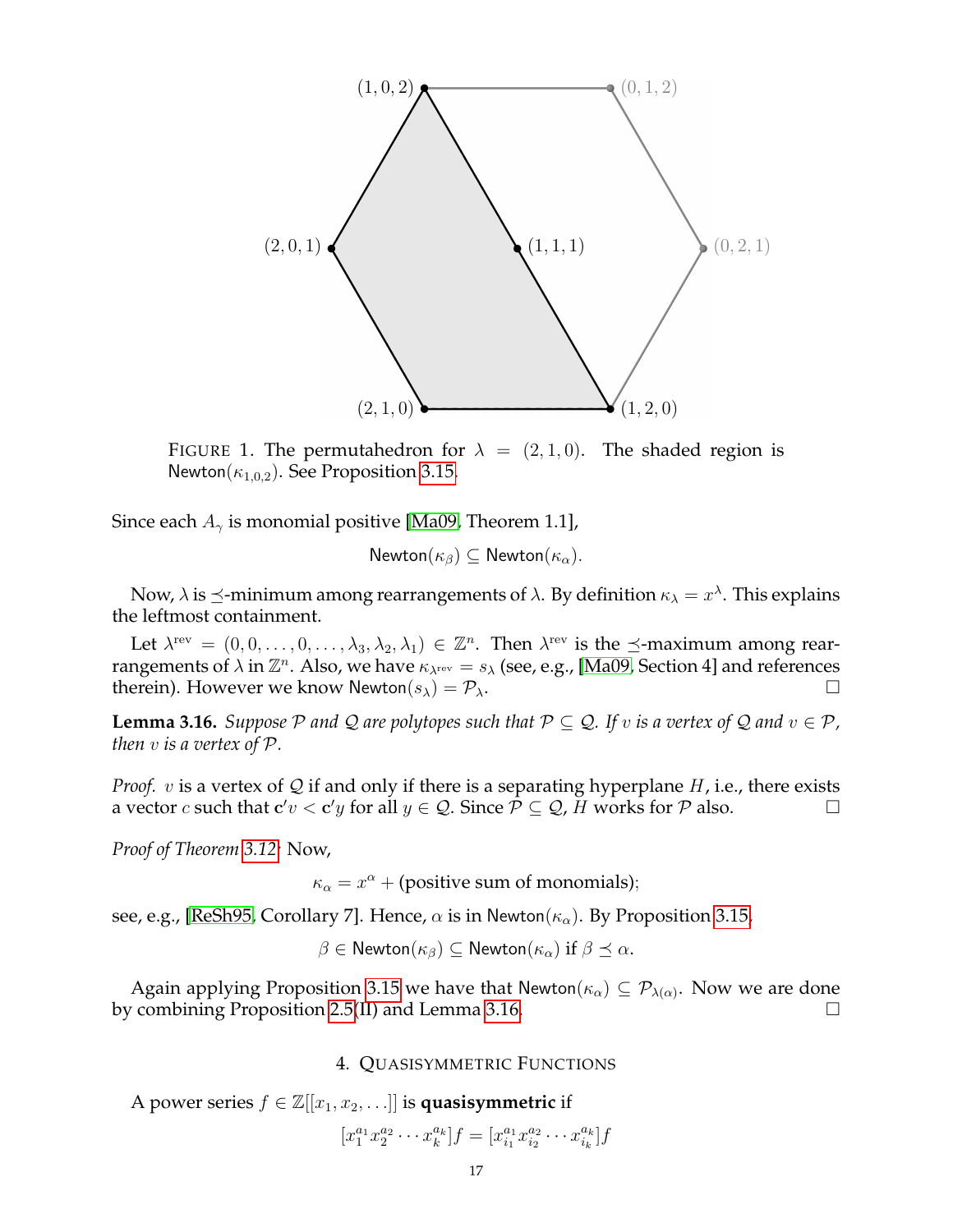FIGURE 1. The permutahedron for $\lambda = (2,1,0)$. The shaded region is $\mathsf{Newton}(\kappa_{1,0,2})$. See Proposition 3.15.

Since each $A_\gamma$ is monomial positive [Ma09, Theorem 1.1],

$$\mathsf{Newton}(\kappa_\beta) \subseteq \mathsf{Newton}(\kappa_\alpha).$$

Now, $\lambda$ is $\preceq$-minimum among rearrangements of $\lambda$. By definition $\kappa_\lambda = x^\lambda$. This explains the leftmost containment.

Let $\lambda^{\mathrm{rev}} = (0,0,\ldots,0,\ldots,\lambda_3,\lambda_2,\lambda_1) \in \mathbb{Z}^n$. Then $\lambda^{\mathrm{rev}}$ is the $\preceq$-maximum among rearrangements of $\lambda$ in $\mathbb{Z}^n$. Also, we have $\kappa_{\lambda^{\mathrm{rev}}} = s_\lambda$ (see, e.g., [Ma09, Section 4] and references therein). However we know $\mathsf{Newton}(s_\lambda) = \mathcal{P}_\lambda$. $\square$

**Lemma 3.16.** *Suppose $\mathcal{P}$ and $\mathcal{Q}$ are polytopes such that $\mathcal{P} \subseteq \mathcal{Q}$. If $v$ is a vertex of $\mathcal{Q}$ and $v \in \mathcal{P}$, then $v$ is a vertex of $\mathcal{P}$.*

*Proof.* $v$ is a vertex of $\mathcal{Q}$ if and only if there is a separating hyperplane $H$, i.e., there exists a vector $c$ such that $\mathbf{c}'v < \mathbf{c}'y$ for all $y \in \mathcal{Q}$. Since $\mathcal{P} \subseteq \mathcal{Q}$, $H$ works for $\mathcal{P}$ also. $\square$

*Proof of Theorem 3.12:* Now,

$$\kappa_\alpha = x^\alpha + (\text{positive sum of monomials});$$

see, e.g., [ReSh95, Corollary 7]. Hence, $\alpha$ is in $\mathsf{Newton}(\kappa_\alpha)$. By Proposition 3.15,

$$\beta \in \mathsf{Newton}(\kappa_\beta) \subseteq \mathsf{Newton}(\kappa_\alpha) \text{ if } \beta \preceq \alpha.$$

Again applying Proposition 3.15 we have that $\mathsf{Newton}(\kappa_\alpha) \subseteq \mathcal{P}_{\lambda(\alpha)}$. Now we are done by combining Proposition 2.5(II) and Lemma 3.16. $\square$

## 4. Quasisymmetric Functions

A power series $f \in \mathbb{Z}[[x_1, x_2, \ldots]]$ is **quasisymmetric** if

$$[x_1^{a_1} x_2^{a_2} \cdots x_k^{a_k}] f = [x_{i_1}^{a_1} x_{i_2}^{a_2} \cdots x_{i_k}^{a_k}] f$$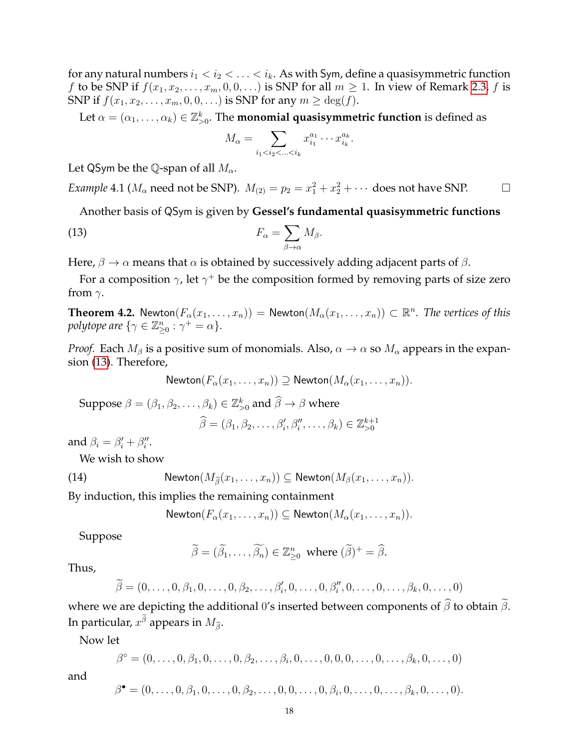for any natural numbers $i_1 < i_2 < \ldots < i_k$. As with Sym, define a quasisymmetric function $f$ to be SNP if $f(x_1, x_2, \ldots, x_m, 0, 0, \ldots)$ is SNP for all $m \geq 1$. In view of Remark 2.3, $f$ is SNP if $f(x_1, x_2, \ldots, x_m, 0, 0, \ldots)$ is SNP for any $m \geq \deg(f)$.

Let $\alpha = (\alpha_1, \ldots, \alpha_k) \in \mathbb{Z}^k_{>0}$. The **monomial quasisymmetric function** is defined as

$$M_\alpha = \sum_{i_1 < i_2 < \ldots < i_k} x_{i_1}^{a_1} \cdots x_{i_k}^{a_k}.$$

Let QSym be the $\mathbb{Q}$-span of all $M_\alpha$.

*Example* 4.1 ($M_\alpha$ need not be SNP). $M_{(2)} = p_2 = x_1^2 + x_2^2 + \cdots$ does not have SNP. $\square$

Another basis of QSym is given by **Gessel's fundamental quasisymmetric functions**

$$F_\alpha = \sum_{\beta \to \alpha} M_\beta. \tag{13}$$

Here, $\beta \to \alpha$ means that $\alpha$ is obtained by successively adding adjacent parts of $\beta$.

For a composition $\gamma$, let $\gamma^+$ be the composition formed by removing parts of size zero from $\gamma$.

**Theorem 4.2.** $\mathsf{Newton}(F_\alpha(x_1, \ldots, x_n)) = \mathsf{Newton}(M_\alpha(x_1, \ldots, x_n)) \subset \mathbb{R}^n$. *The vertices of this polytope are* $\{\gamma \in \mathbb{Z}^n_{\geq 0} : \gamma^+ = \alpha\}$.

*Proof.* Each $M_\beta$ is a positive sum of monomials. Also, $\alpha \to \alpha$ so $M_\alpha$ appears in the expansion (13). Therefore,

$$\mathsf{Newton}(F_\alpha(x_1, \ldots, x_n)) \supseteq \mathsf{Newton}(M_\alpha(x_1, \ldots, x_n)).$$

Suppose $\beta = (\beta_1, \beta_2, \ldots, \beta_k) \in \mathbb{Z}^k_{>0}$ and $\widehat{\beta} \to \beta$ where

$$\widehat{\beta} = (\beta_1, \beta_2, \ldots, \beta_i', \beta_i'', \ldots, \beta_k) \in \mathbb{Z}^{k+1}_{>0}$$

and $\beta_i = \beta_i' + \beta_i''$.

We wish to show

$$\mathsf{Newton}(M_{\widehat{\beta}}(x_1, \ldots, x_n)) \subseteq \mathsf{Newton}(M_\beta(x_1, \ldots, x_n)). \tag{14}$$

By induction, this implies the remaining containment

$$\mathsf{Newton}(F_\alpha(x_1, \ldots, x_n)) \subseteq \mathsf{Newton}(M_\alpha(x_1, \ldots, x_n)).$$

Suppose

$$\widetilde{\beta} = (\widetilde{\beta_1}, \ldots, \widetilde{\beta_n}) \in \mathbb{Z}^n_{\geq 0} \text{ where } (\widetilde{\beta})^+ = \widehat{\beta}.$$

Thus,

$$\widetilde{\beta} = (0, \ldots, 0, \beta_1, 0, \ldots, 0, \beta_2, \ldots, \beta_i', 0, \ldots, 0, \beta_i'', 0, \ldots, 0, \ldots, \beta_k, 0, \ldots, 0)$$

where we are depicting the additional 0's inserted between components of $\widehat{\beta}$ to obtain $\widetilde{\beta}$. In particular, $x^{\widetilde{\beta}}$ appears in $M_{\widehat{\beta}}$.

Now let

$$\beta^\circ = (0, \ldots, 0, \beta_1, 0, \ldots, 0, \beta_2, \ldots, \beta_i, 0, \ldots, 0, 0, 0, \ldots, 0, \ldots, \beta_k, 0, \ldots, 0)$$

and

$$\beta^\bullet = (0, \ldots, 0, \beta_1, 0, \ldots, 0, \beta_2, \ldots, 0, 0, \ldots, 0, \beta_i, 0, \ldots, 0, \ldots, \beta_k, 0, \ldots, 0).$$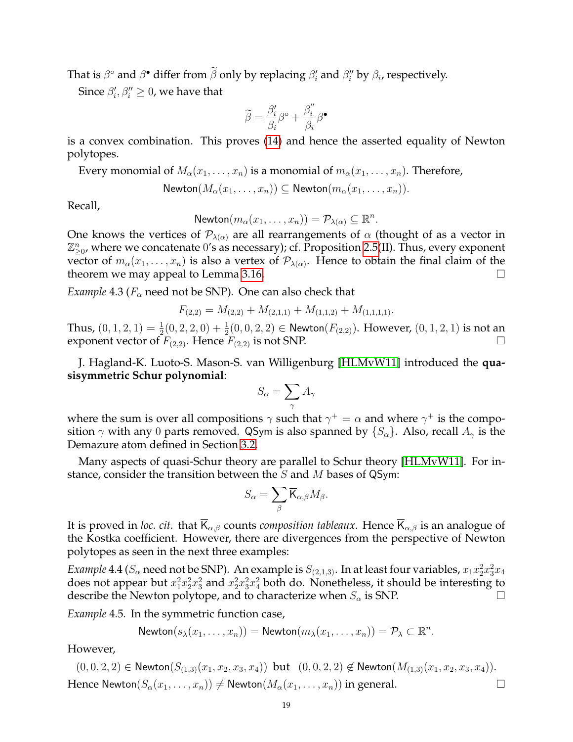That is $\beta^{\circ}$ and $\beta^{\bullet}$ differ from $\widetilde{\beta}$ only by replacing $\beta_i'$ and $\beta_i''$ by $\beta_i$, respectively.

Since $\beta_i', \beta_i'' \geq 0$, we have that

$$\widetilde{\beta} = \frac{\beta_i'}{\beta_i}\beta^{\circ} + \frac{\beta_i''}{\beta_i}\beta^{\bullet}$$

is a convex combination. This proves (14) and hence the asserted equality of Newton polytopes.

Every monomial of $M_\alpha(x_1,\ldots,x_n)$ is a monomial of $m_\alpha(x_1,\ldots,x_n)$. Therefore,

$$\mathsf{Newton}(M_\alpha(x_1,\ldots,x_n)) \subseteq \mathsf{Newton}(m_\alpha(x_1,\ldots,x_n)).$$

Recall,

$$\mathsf{Newton}(m_\alpha(x_1,\ldots,x_n)) = \mathcal{P}_{\lambda(\alpha)} \subseteq \mathbb{R}^n.$$

One knows the vertices of $\mathcal{P}_{\lambda(\alpha)}$ are all rearrangements of $\alpha$ (thought of as a vector in $\mathbb{Z}^n_{\geq 0}$, where we concatenate 0's as necessary); cf. Proposition 2.5(II). Thus, every exponent vector of $m_\alpha(x_1,\ldots,x_n)$ is also a vertex of $\mathcal{P}_{\lambda(\alpha)}$. Hence to obtain the final claim of the theorem we may appeal to Lemma 3.16. □

*Example* 4.3 ($F_\alpha$ need not be SNP). One can also check that

$$F_{(2,2)} = M_{(2,2)} + M_{(2,1,1)} + M_{(1,1,2)} + M_{(1,1,1,1)}.$$

Thus, $(0,1,2,1) = \frac{1}{2}(0,2,2,0) + \frac{1}{2}(0,0,2,2) \in \mathsf{Newton}(F_{(2,2)})$. However, $(0,1,2,1)$ is not an exponent vector of $F_{(2,2)}$. Hence $F_{(2,2)}$ is not SNP. □

J. Hagland-K. Luoto-S. Mason-S. van Willigenburg [HLMvW11] introduced the **quasisymmetric Schur polynomial**:

$$S_\alpha = \sum_{\gamma} A_\gamma$$

where the sum is over all compositions $\gamma$ such that $\gamma^+ = \alpha$ and where $\gamma^+$ is the composition $\gamma$ with any 0 parts removed. QSym is also spanned by $\{S_\alpha\}$. Also, recall $A_\gamma$ is the Demazure atom defined in Section 3.2.

Many aspects of quasi-Schur theory are parallel to Schur theory [HLMvW11]. For instance, consider the transition between the $S$ and $M$ bases of QSym:

$$S_\alpha = \sum_{\beta} \overline{\mathsf{K}}_{\alpha,\beta} M_\beta.$$

It is proved in *loc. cit.* that $\overline{\mathsf{K}}_{\alpha,\beta}$ counts *composition tableaux*. Hence $\overline{\mathsf{K}}_{\alpha,\beta}$ is an analogue of the Kostka coefficient. However, there are divergences from the perspective of Newton polytopes as seen in the next three examples:

*Example* 4.4 ($S_\alpha$ need not be SNP). An example is $S_{(2,1,3)}$. In at least four variables, $x_1x_2^2x_3^2x_4$ does not appear but $x_1^2x_2^2x_3^2$ and $x_2^2x_3^2x_4^2$ both do. Nonetheless, it should be interesting to describe the Newton polytope, and to characterize when $S_\alpha$ is SNP. □

*Example* 4.5. In the symmetric function case,

$$\mathsf{Newton}(s_\lambda(x_1,\ldots,x_n)) = \mathsf{Newton}(m_\lambda(x_1,\ldots,x_n)) = \mathcal{P}_\lambda \subset \mathbb{R}^n.$$

However,

$$(0,0,2,2) \in \mathsf{Newton}(S_{(1,3)}(x_1,x_2,x_3,x_4)) \text{ but } (0,0,2,2) \notin \mathsf{Newton}(M_{(1,3)}(x_1,x_2,x_3,x_4)).$$

Hence $\mathsf{Newton}(S_\alpha(x_1,\ldots,x_n)) \neq \mathsf{Newton}(M_\alpha(x_1,\ldots,x_n))$ in general. □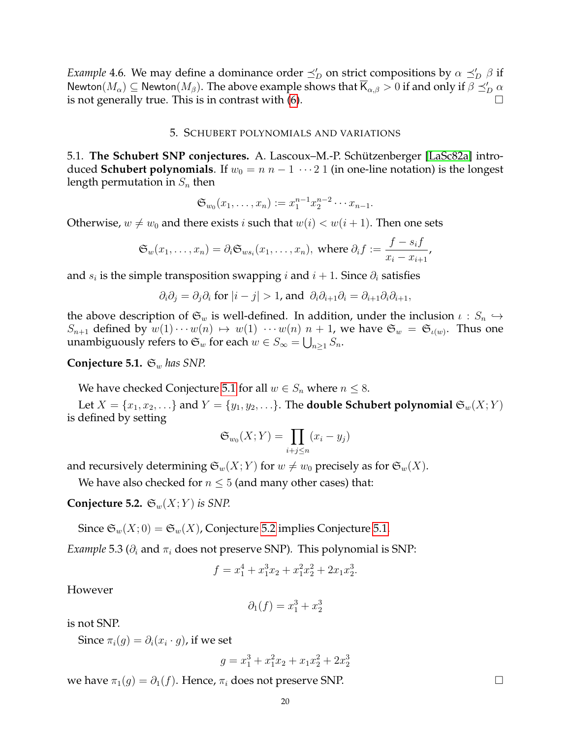*Example* 4.6. We may define a dominance order $\preceq'_D$ on strict compositions by $\alpha \preceq'_D \beta$ if $\mathsf{Newton}(M_\alpha) \subseteq \mathsf{Newton}(M_\beta)$. The above example shows that $\overline{\mathsf{K}}_{\alpha,\beta} > 0$ if and only if $\beta \preceq'_D \alpha$ is not generally true. This is in contrast with (6). $\square$

## 5. Schubert polynomials and variations

**5.1. The Schubert SNP conjectures.** A. Lascoux–M.-P. Schützenberger [LaSc82a] introduced **Schubert polynomials**. If $w_0 = n\ n-1\ \cdots 2\ 1$ (in one-line notation) is the longest length permutation in $S_n$ then

$$\mathfrak{S}_{w_0}(x_1, \ldots, x_n) := x_1^{n-1} x_2^{n-2} \cdots x_{n-1}.$$

Otherwise, $w \neq w_0$ and there exists $i$ such that $w(i) < w(i+1)$. Then one sets

$$\mathfrak{S}_w(x_1, \ldots, x_n) = \partial_i \mathfrak{S}_{ws_i}(x_1, \ldots, x_n), \text{ where } \partial_i f := \frac{f - s_i f}{x_i - x_{i+1}},$$

and $s_i$ is the simple transposition swapping $i$ and $i+1$. Since $\partial_i$ satisfies

$$\partial_i \partial_j = \partial_j \partial_i \text{ for } |i-j| > 1, \text{ and } \partial_i \partial_{i+1} \partial_i = \partial_{i+1} \partial_i \partial_{i+1},$$

the above description of $\mathfrak{S}_w$ is well-defined. In addition, under the inclusion $\iota : S_n \hookrightarrow S_{n+1}$ defined by $w(1) \cdots w(n) \mapsto w(1)\ \cdots w(n)\ n+1$, we have $\mathfrak{S}_w = \mathfrak{S}_{\iota(w)}$. Thus one unambiguously refers to $\mathfrak{S}_w$ for each $w \in S_\infty = \bigcup_{n \geq 1} S_n$.

**Conjecture 5.1.** *$\mathfrak{S}_w$ has SNP.*

We have checked Conjecture 5.1 for all $w \in S_n$ where $n \leq 8$.

Let $X = \{x_1, x_2, \ldots\}$ and $Y = \{y_1, y_2, \ldots\}$. The **double Schubert polynomial** $\mathfrak{S}_w(X;Y)$ is defined by setting

$$\mathfrak{S}_{w_0}(X;Y) = \prod_{i+j \leq n} (x_i - y_j)$$

and recursively determining $\mathfrak{S}_w(X;Y)$ for $w \neq w_0$ precisely as for $\mathfrak{S}_w(X)$.

We have also checked for $n \leq 5$ (and many other cases) that:

**Conjecture 5.2.** *$\mathfrak{S}_w(X;Y)$ is SNP.*

Since $\mathfrak{S}_w(X;0) = \mathfrak{S}_w(X)$, Conjecture 5.2 implies Conjecture 5.1.

*Example* 5.3 ($\partial_i$ and $\pi_i$ does not preserve SNP). This polynomial is SNP:

$$f = x_1^4 + x_1^3 x_2 + x_1^2 x_2^2 + 2x_1 x_2^3.$$

However

$$\partial_1(f) = x_1^3 + x_2^3$$

is not SNP.

Since $\pi_i(g) = \partial_i(x_i \cdot g)$, if we set

$$g = x_1^3 + x_1^2 x_2 + x_1 x_2^2 + 2x_2^3$$

we have $\pi_1(g) = \partial_1(f)$. Hence, $\pi_i$ does not preserve SNP. $\square$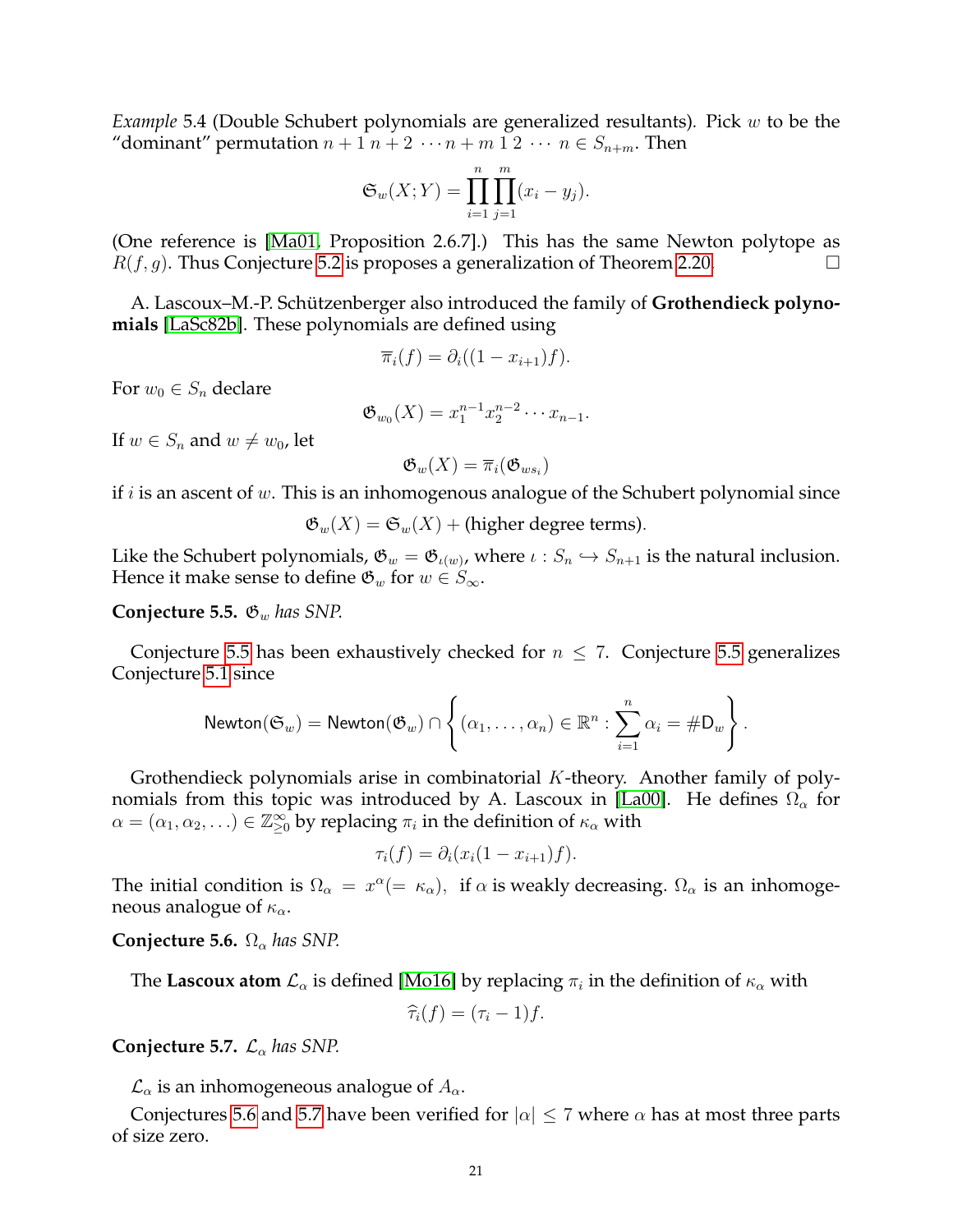*Example* 5.4 (Double Schubert polynomials are generalized resultants). Pick $w$ to be the "dominant" permutation $n+1\ n+2\ \cdots n+m\ 1\ 2\ \cdots\ n \in S_{n+m}$. Then

$$\mathfrak{S}_w(X;Y) = \prod_{i=1}^{n}\prod_{j=1}^{m}(x_i - y_j).$$

(One reference is [Ma01, Proposition 2.6.7].) This has the same Newton polytope as $R(f,g)$. Thus Conjecture 5.2 is proposes a generalization of Theorem 2.20. □

A. Lascoux–M.-P. Schützenberger also introduced the family of **Grothendieck polynomials** [LaSc82b]. These polynomials are defined using

$$\overline{\pi}_i(f) = \partial_i((1-x_{i+1})f).$$

For $w_0 \in S_n$ declare

$$\mathfrak{G}_{w_0}(X) = x_1^{n-1}x_2^{n-2}\cdots x_{n-1}.$$

If $w \in S_n$ and $w \neq w_0$, let

$$\mathfrak{G}_w(X) = \overline{\pi}_i(\mathfrak{G}_{ws_i})$$

if $i$ is an ascent of $w$. This is an inhomogenous analogue of the Schubert polynomial since

$$\mathfrak{G}_w(X) = \mathfrak{S}_w(X) + (\text{higher degree terms}).$$

Like the Schubert polynomials, $\mathfrak{G}_w = \mathfrak{G}_{\iota(w)}$, where $\iota : S_n \hookrightarrow S_{n+1}$ is the natural inclusion. Hence it make sense to define $\mathfrak{G}_w$ for $w \in S_\infty$.

**Conjecture 5.5.** *$\mathfrak{G}_w$ has SNP.*

Conjecture 5.5 has been exhaustively checked for $n \leq 7$. Conjecture 5.5 generalizes Conjecture 5.1 since

$$\mathsf{Newton}(\mathfrak{S}_w) = \mathsf{Newton}(\mathfrak{G}_w) \cap \left\{ (\alpha_1,\ldots,\alpha_n) \in \mathbb{R}^n : \sum_{i=1}^{n} \alpha_i = \#\mathsf{D}_w \right\}.$$

Grothendieck polynomials arise in combinatorial $K$-theory. Another family of polynomials from this topic was introduced by A. Lascoux in [La00]. He defines $\Omega_\alpha$ for $\alpha = (\alpha_1, \alpha_2, \ldots) \in \mathbb{Z}_{\geq 0}^{\infty}$ by replacing $\pi_i$ in the definition of $\kappa_\alpha$ with

$$\tau_i(f) = \partial_i(x_i(1-x_{i+1})f).$$

The initial condition is $\Omega_\alpha = x^\alpha (= \kappa_\alpha)$, if $\alpha$ is weakly decreasing. $\Omega_\alpha$ is an inhomogeneous analogue of $\kappa_\alpha$.

**Conjecture 5.6.** *$\Omega_\alpha$ has SNP.*

The **Lascoux atom** $\mathcal{L}_\alpha$ is defined [Mo16] by replacing $\pi_i$ in the definition of $\kappa_\alpha$ with

$$\widehat{\tau}_i(f) = (\tau_i - 1)f.$$

**Conjecture 5.7.** *$\mathcal{L}_\alpha$ has SNP.*

$\mathcal{L}_\alpha$ is an inhomogeneous analogue of $A_\alpha$.

Conjectures 5.6 and 5.7 have been verified for $|\alpha| \leq 7$ where $\alpha$ has at most three parts of size zero.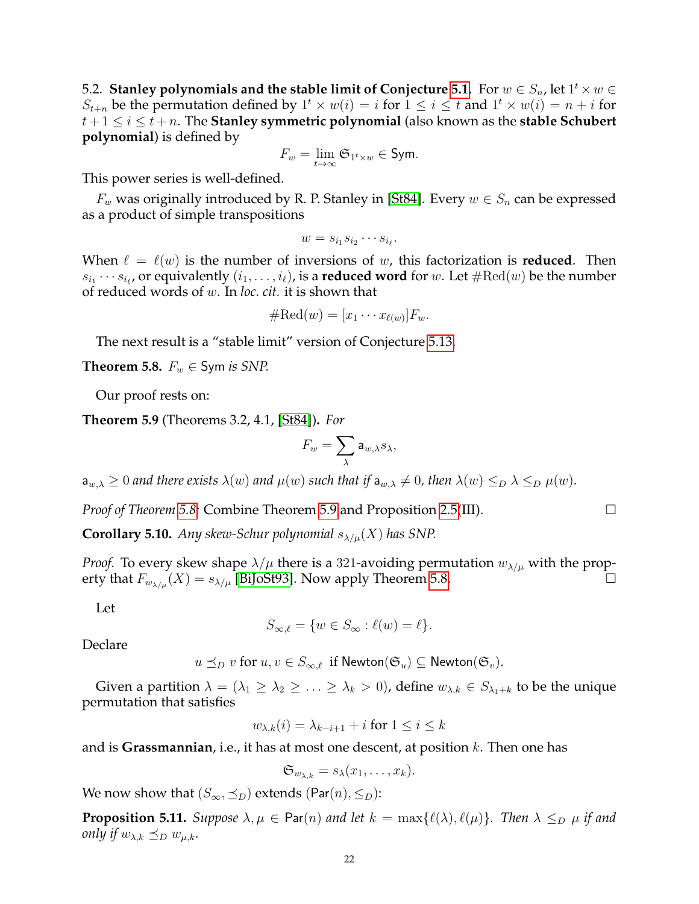### 5.2. **Stanley polynomials and the stable limit of Conjecture 5.1.**

For $w \in S_n$, let $1^t \times w \in S_{t+n}$ be the permutation defined by $1^t \times w(i) = i$ for $1 \le i \le t$ and $1^t \times w(i) = n + i$ for $t+1 \le i \le t+n$. The **Stanley symmetric polynomial** (also known as the **stable Schubert polynomial**) is defined by

$$F_w = \lim_{t \to \infty} \mathfrak{S}_{1^t \times w} \in \mathsf{Sym}.$$

This power series is well-defined.

$F_w$ was originally introduced by R. P. Stanley in [St84]. Every $w \in S_n$ can be expressed as a product of simple transpositions

$$w = s_{i_1} s_{i_2} \cdots s_{i_\ell}.$$

When $\ell = \ell(w)$ is the number of inversions of $w$, this factorization is **reduced**. Then $s_{i_1} \cdots s_{i_\ell}$, or equivalently $(i_1, \ldots, i_\ell)$, is a **reduced word** for $w$. Let $\#\mathrm{Red}(w)$ be the number of reduced words of $w$. In *loc. cit.* it is shown that

$$\#\mathrm{Red}(w) = [x_1 \cdots x_{\ell(w)}] F_w.$$

The next result is a "stable limit" version of Conjecture 5.13.

**Theorem 5.8.** *$F_w \in \mathsf{Sym}$ is SNP.*

Our proof rests on:

**Theorem 5.9** (Theorems 3.2, 4.1, [St84])**.** *For*

$$F_w = \sum_\lambda \mathsf{a}_{w,\lambda} s_\lambda,$$

*$\mathsf{a}_{w,\lambda} \ge 0$ and there exists $\lambda(w)$ and $\mu(w)$ such that if $\mathsf{a}_{w,\lambda} \ne 0$, then $\lambda(w) \le_D \lambda \le_D \mu(w)$.*

*Proof of Theorem 5.8:* Combine Theorem 5.9 and Proposition 2.5(III). □

**Corollary 5.10.** *Any skew-Schur polynomial $s_{\lambda/\mu}(X)$ has SNP.*

*Proof.* To every skew shape $\lambda/\mu$ there is a 321-avoiding permutation $w_{\lambda/\mu}$ with the property that $F_{w_{\lambda/\mu}}(X) = s_{\lambda/\mu}$ [BiJoSt93]. Now apply Theorem 5.8. □

Let

$$S_{\infty,\ell} = \{w \in S_\infty : \ell(w) = \ell\}.$$

Declare

$$u \preceq_D v \text{ for } u, v \in S_{\infty,\ell} \text{ if } \mathsf{Newton}(\mathfrak{S}_u) \subseteq \mathsf{Newton}(\mathfrak{S}_v).$$

Given a partition $\lambda = (\lambda_1 \ge \lambda_2 \ge \ldots \ge \lambda_k > 0)$, define $w_{\lambda,k} \in S_{\lambda_1+k}$ to be the unique permutation that satisfies

$$w_{\lambda,k}(i) = \lambda_{k-i+1} + i \text{ for } 1 \le i \le k$$

and is **Grassmannian**, i.e., it has at most one descent, at position $k$. Then one has

$$\mathfrak{S}_{w_{\lambda,k}} = s_\lambda(x_1, \ldots, x_k).$$

We now show that $(S_\infty, \preceq_D)$ extends $(\mathsf{Par}(n), \le_D)$:

**Proposition 5.11.** *Suppose $\lambda, \mu \in \mathsf{Par}(n)$ and let $k = \max\{\ell(\lambda), \ell(\mu)\}$. Then $\lambda \le_D \mu$ if and only if $w_{\lambda,k} \preceq_D w_{\mu,k}$.*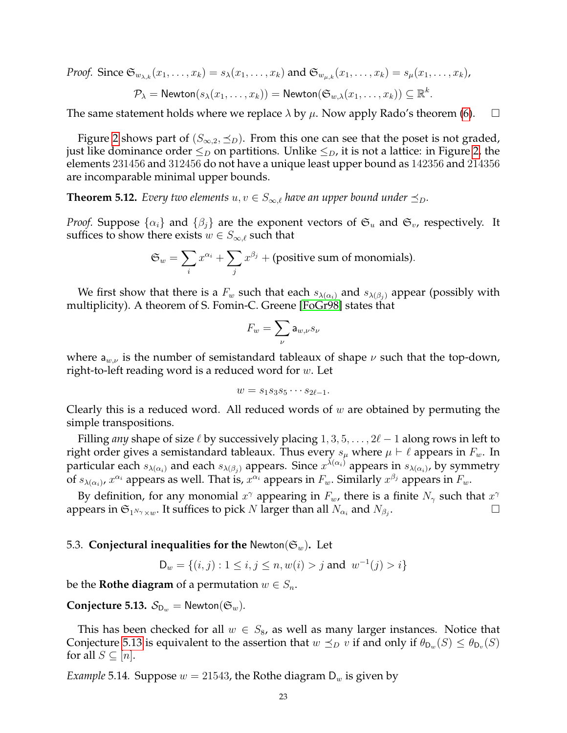*Proof.* Since $\mathfrak{S}_{w_{\lambda,k}}(x_1,\ldots,x_k) = s_\lambda(x_1,\ldots,x_k)$ and $\mathfrak{S}_{w_{\mu,k}}(x_1,\ldots,x_k) = s_\mu(x_1,\ldots,x_k)$,

$$\mathcal{P}_\lambda = \mathsf{Newton}(s_\lambda(x_1,\ldots,x_k)) = \mathsf{Newton}(\mathfrak{S}_{w,\lambda}(x_1,\ldots,x_k)) \subseteq \mathbb{R}^k.$$

The same statement holds where we replace $\lambda$ by $\mu$. Now apply Rado's theorem (6). $\square$

Figure 2 shows part of $(S_{\infty,2}, \preceq_D)$. From this one can see that the poset is not graded, just like dominance order $\leq_D$ on partitions. Unlike $\leq_D$, it is not a lattice: in Figure 2, the elements 231456 and 312456 do not have a unique least upper bound as 142356 and 214356 are incomparable minimal upper bounds.

**Theorem 5.12.** *Every two elements $u, v \in S_{\infty,\ell}$ have an upper bound under $\preceq_D$.*

*Proof.* Suppose $\{\alpha_i\}$ and $\{\beta_j\}$ are the exponent vectors of $\mathfrak{S}_u$ and $\mathfrak{S}_v$, respectively. It suffices to show there exists $w \in S_{\infty,\ell}$ such that

$$\mathfrak{S}_w = \sum_i x^{\alpha_i} + \sum_j x^{\beta_j} + \text{(positive sum of monomials)}.$$

We first show that there is a $F_w$ such that each $s_{\lambda(\alpha_i)}$ and $s_{\lambda(\beta_j)}$ appear (possibly with multiplicity). A theorem of S. Fomin-C. Greene [FoGr98] states that

$$F_w = \sum_\nu \mathsf{a}_{w,\nu} s_\nu$$

where $\mathsf{a}_{w,\nu}$ is the number of semistandard tableaux of shape $\nu$ such that the top-down, right-to-left reading word is a reduced word for $w$. Let

$$w = s_1 s_3 s_5 \cdots s_{2\ell-1}.$$

Clearly this is a reduced word. All reduced words of $w$ are obtained by permuting the simple transpositions.

Filling *any* shape of size $\ell$ by successively placing $1, 3, 5, \ldots, 2\ell-1$ along rows in left to right order gives a semistandard tableaux. Thus every $s_\mu$ where $\mu \vdash \ell$ appears in $F_w$. In particular each $s_{\lambda(\alpha_i)}$ and each $s_{\lambda(\beta_j)}$ appears. Since $x^{\lambda(\alpha_i)}$ appears in $s_{\lambda(\alpha_i)}$, by symmetry of $s_{\lambda(\alpha_i)}$, $x^{\alpha_i}$ appears as well. That is, $x^{\alpha_i}$ appears in $F_w$. Similarly $x^{\beta_j}$ appears in $F_w$.

By definition, for any monomial $x^\gamma$ appearing in $F_w$, there is a finite $N_\gamma$ such that $x^\gamma$ appears in $\mathfrak{S}_{1^{N_\gamma}\times w}$. It suffices to pick $N$ larger than all $N_{\alpha_i}$ and $N_{\beta_j}$. $\square$

5.3. **Conjectural inequalities for the $\mathsf{Newton}(\mathfrak{S}_w)$.** Let

$$\mathsf{D}_w = \{(i,j) : 1 \leq i,j \leq n, w(i) > j \text{ and } w^{-1}(j) > i\}$$

be the **Rothe diagram** of a permutation $w \in S_n$.

**Conjecture 5.13.** $\mathcal{S}_{\mathsf{D}_w} = \mathsf{Newton}(\mathfrak{S}_w)$.

This has been checked for all $w \in S_8$, as well as many larger instances. Notice that Conjecture 5.13 is equivalent to the assertion that $w \preceq_D v$ if and only if $\theta_{\mathsf{D}_w}(S) \leq \theta_{\mathsf{D}_v}(S)$ for all $S \subseteq [n]$.

*Example* 5.14. Suppose $w = 21543$, the Rothe diagram $\mathsf{D}_w$ is given by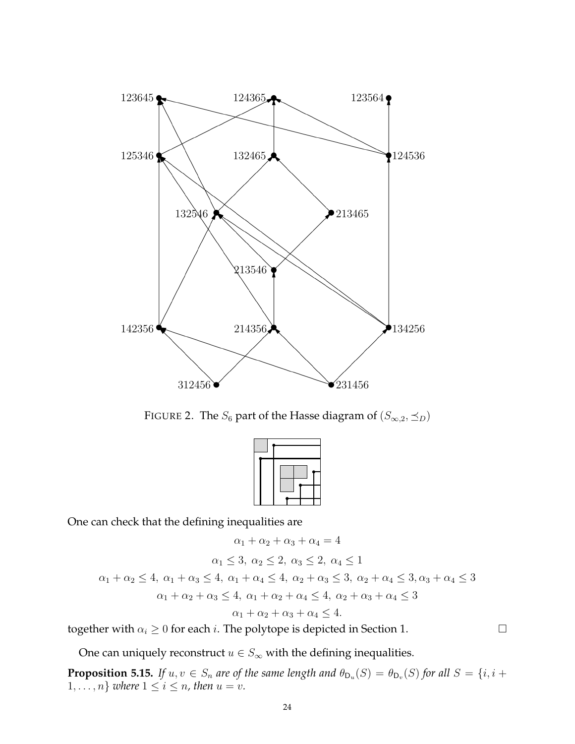FIGURE 2. The $S_6$ part of the Hasse diagram of $(S_{\infty,2}, \preceq_D)$

One can check that the defining inequalities are

$$\alpha_1 + \alpha_2 + \alpha_3 + \alpha_4 = 4$$

$$\alpha_1 \leq 3,\ \alpha_2 \leq 2,\ \alpha_3 \leq 2,\ \alpha_4 \leq 1$$

$$\alpha_1 + \alpha_2 \leq 4,\ \alpha_1 + \alpha_3 \leq 4,\ \alpha_1 + \alpha_4 \leq 4,\ \alpha_2 + \alpha_3 \leq 3,\ \alpha_2 + \alpha_4 \leq 3, \alpha_3 + \alpha_4 \leq 3$$

$$\alpha_1 + \alpha_2 + \alpha_3 \leq 4,\ \alpha_1 + \alpha_2 + \alpha_4 \leq 4,\ \alpha_2 + \alpha_3 + \alpha_4 \leq 3$$

$$\alpha_1 + \alpha_2 + \alpha_3 + \alpha_4 \leq 4.$$

together with $\alpha_i \geq 0$ for each $i$. The polytope is depicted in Section 1. $\square$

One can uniquely reconstruct $u \in S_\infty$ with the defining inequalities.

**Proposition 5.15.** *If $u, v \in S_n$ are of the same length and $\theta_{\mathsf{D}_u}(S) = \theta_{\mathsf{D}_v}(S)$ for all $S = \{i, i+1, \ldots, n\}$ where $1 \leq i \leq n$, then $u = v$.*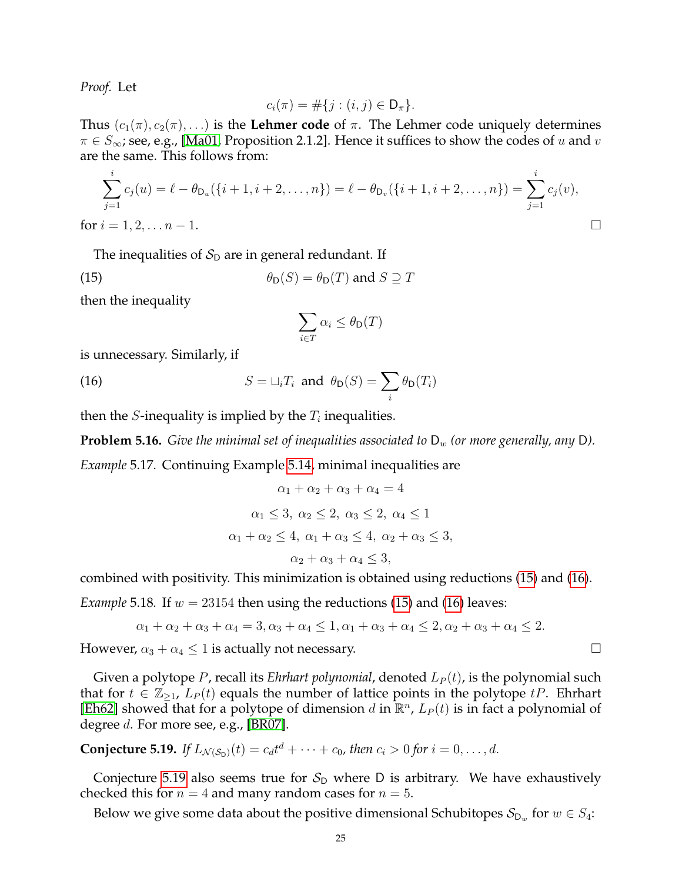*Proof.* Let

$$c_i(\pi) = \#\{j : (i,j) \in \mathsf{D}_\pi\}.$$

Thus $(c_1(\pi), c_2(\pi), \ldots)$ is the **Lehmer code** of $\pi$. The Lehmer code uniquely determines $\pi \in S_\infty$; see, e.g., [Ma01, Proposition 2.1.2]. Hence it suffices to show the codes of $u$ and $v$ are the same. This follows from:

$$\sum_{j=1}^{i} c_j(u) = \ell - \theta_{\mathsf{D}_u}(\{i+1, i+2, \ldots, n\}) = \ell - \theta_{\mathsf{D}_v}(\{i+1, i+2, \ldots, n\}) = \sum_{j=1}^{i} c_j(v),$$

for $i = 1, 2, \ldots n-1$. □

The inequalities of $\mathcal{S}_{\mathsf{D}}$ are in general redundant. If

$$\theta_{\mathsf{D}}(S) = \theta_{\mathsf{D}}(T) \text{ and } S \supseteq T \tag{15}$$

then the inequality

$$\sum_{i \in T} \alpha_i \leq \theta_{\mathsf{D}}(T)$$

is unnecessary. Similarly, if

$$S = \sqcup_i T_i \ \text{ and } \ \theta_{\mathsf{D}}(S) = \sum_i \theta_{\mathsf{D}}(T_i) \tag{16}$$

then the $S$-inequality is implied by the $T_i$ inequalities.

**Problem 5.16.** *Give the minimal set of inequalities associated to $\mathsf{D}_w$ (or more generally, any $\mathsf{D}$).*

*Example* 5.17. Continuing Example 5.14, minimal inequalities are

$$\alpha_1 + \alpha_2 + \alpha_3 + \alpha_4 = 4$$

$$\alpha_1 \leq 3,\ \alpha_2 \leq 2,\ \alpha_3 \leq 2,\ \alpha_4 \leq 1$$

$$\alpha_1 + \alpha_2 \leq 4,\ \alpha_1 + \alpha_3 \leq 4,\ \alpha_2 + \alpha_3 \leq 3,$$

$$\alpha_2 + \alpha_3 + \alpha_4 \leq 3,$$

combined with positivity. This minimization is obtained using reductions (15) and (16).

*Example* 5.18. If $w = 23154$ then using the reductions (15) and (16) leaves:

$$\alpha_1 + \alpha_2 + \alpha_3 + \alpha_4 = 3, \alpha_3 + \alpha_4 \leq 1, \alpha_1 + \alpha_3 + \alpha_4 \leq 2, \alpha_2 + \alpha_3 + \alpha_4 \leq 2.$$

However, $\alpha_3 + \alpha_4 \leq 1$ is actually not necessary. □

Given a polytope $P$, recall its *Ehrhart polynomial*, denoted $L_P(t)$, is the polynomial such that for $t \in \mathbb{Z}_{\geq 1}$, $L_P(t)$ equals the number of lattice points in the polytope $tP$. Ehrhart [Eh62] showed that for a polytope of dimension $d$ in $\mathbb{R}^n$, $L_P(t)$ is in fact a polynomial of degree $d$. For more see, e.g., [BR07].

**Conjecture 5.19.** *If $L_{\mathcal{N}(\mathcal{S}_{\mathsf{D}})}(t) = c_d t^d + \cdots + c_0$, then $c_i > 0$ for $i = 0, \ldots, d$.*

Conjecture 5.19 also seems true for $\mathcal{S}_{\mathsf{D}}$ where $\mathsf{D}$ is arbitrary. We have exhaustively checked this for $n = 4$ and many random cases for $n = 5$.

Below we give some data about the positive dimensional Schubitopes $\mathcal{S}_{\mathsf{D}_w}$ for $w \in S_4$: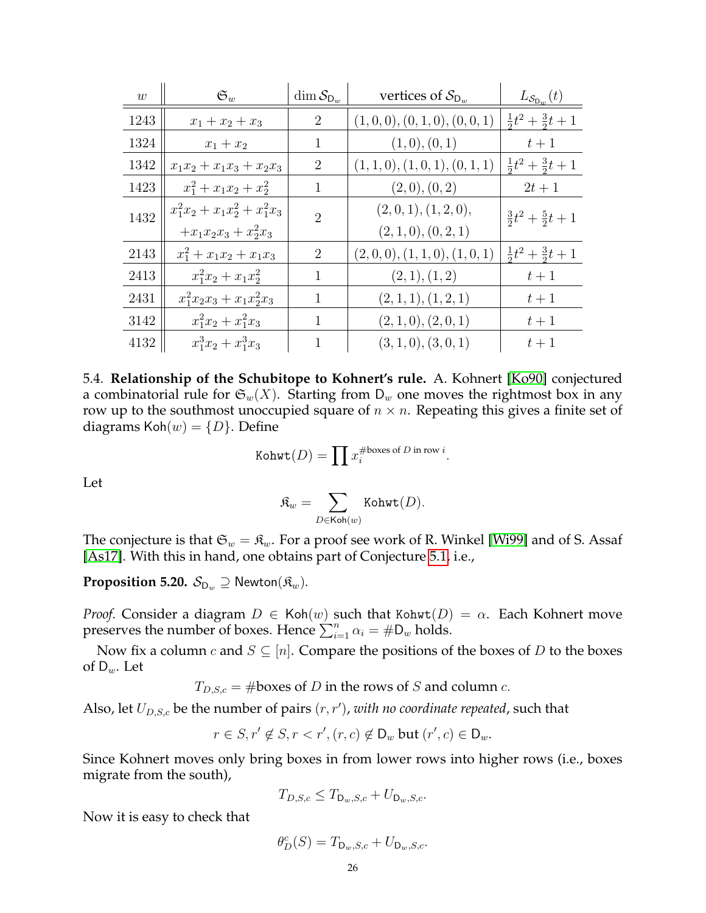| $w$ | $\mathfrak{S}_w$ | $\dim \mathcal{S}_{\mathsf{D}_w}$ | vertices of $\mathcal{S}_{\mathsf{D}_w}$ | $L_{\mathcal{S}_{\mathsf{D}_w}}(t)$ |
|---|---|---|---|---|
| 1243 | $x_1 + x_2 + x_3$ | 2 | $(1,0,0),(0,1,0),(0,0,1)$ | $\frac{1}{2}t^2 + \frac{3}{2}t + 1$ |
| 1324 | $x_1 + x_2$ | 1 | $(1,0),(0,1)$ | $t+1$ |
| 1342 | $x_1x_2 + x_1x_3 + x_2x_3$ | 2 | $(1,1,0),(1,0,1),(0,1,1)$ | $\frac{1}{2}t^2 + \frac{3}{2}t + 1$ |
| 1423 | $x_1^2 + x_1x_2 + x_2^2$ | 1 | $(2,0),(0,2)$ | $2t+1$ |
| 1432 | $x_1^2x_2 + x_1x_2^2 + x_1^2x_3$ $+x_1x_2x_3 + x_2^2x_3$ | 2 | $(2,0,1),(1,2,0),$ $(2,1,0),(0,2,1)$ | $\frac{3}{2}t^2 + \frac{5}{2}t + 1$ |
| 2143 | $x_1^2 + x_1x_2 + x_1x_3$ | 2 | $(2,0,0),(1,1,0),(1,0,1)$ | $\frac{1}{2}t^2 + \frac{3}{2}t + 1$ |
| 2413 | $x_1^2x_2 + x_1x_2^2$ | 1 | $(2,1),(1,2)$ | $t+1$ |
| 2431 | $x_1^2x_2x_3 + x_1x_2^2x_3$ | 1 | $(2,1,1),(1,2,1)$ | $t+1$ |
| 3142 | $x_1^2x_2 + x_1^2x_3$ | 1 | $(2,1,0),(2,0,1)$ | $t+1$ |
| 4132 | $x_1^3x_2 + x_1^3x_3$ | 1 | $(3,1,0),(3,0,1)$ | $t+1$ |

5.4. **Relationship of the Schubitope to Kohnert's rule.** A. Kohnert [Ko90] conjectured a combinatorial rule for $\mathfrak{S}_w(X)$. Starting from $\mathsf{D}_w$ one moves the rightmost box in any row up to the southmost unoccupied square of $n \times n$. Repeating this gives a finite set of diagrams $\mathsf{Koh}(w) = \{D\}$. Define

$$\texttt{Kohwt}(D) = \prod x_i^{\#\text{boxes of } D \text{ in row } i}.$$

Let

$$\mathfrak{K}_w = \sum_{D \in \mathsf{Koh}(w)} \texttt{Kohwt}(D).$$

The conjecture is that $\mathfrak{S}_w = \mathfrak{K}_w$. For a proof see work of R. Winkel [Wi99] and of S. Assaf [As17]. With this in hand, one obtains part of Conjecture 5.1, i.e.,

**Proposition 5.20.** $\mathcal{S}_{\mathsf{D}_w} \supseteq \mathsf{Newton}(\mathfrak{K}_w)$.

*Proof.* Consider a diagram $D \in \mathsf{Koh}(w)$ such that $\texttt{Kohwt}(D) = \alpha$. Each Kohnert move preserves the number of boxes. Hence $\sum_{i=1}^n \alpha_i = \#\mathsf{D}_w$ holds.

Now fix a column $c$ and $S \subseteq [n]$. Compare the positions of the boxes of $D$ to the boxes of $\mathsf{D}_w$. Let

$$T_{D,S,c} = \#\text{boxes of } D \text{ in the rows of } S \text{ and column } c.$$

Also, let $U_{D,S,c}$ be the number of pairs $(r, r')$, *with no coordinate repeated*, such that

$$r \in S, r' \notin S, r < r', (r,c) \notin \mathsf{D}_w \text{ but } (r',c) \in \mathsf{D}_w.$$

Since Kohnert moves only bring boxes in from lower rows into higher rows (i.e., boxes migrate from the south),

$$T_{D,S,c} \leq T_{\mathsf{D}_w,S,c} + U_{\mathsf{D}_w,S,c}.$$

Now it is easy to check that

$$\theta_D^c(S) = T_{\mathsf{D}_w,S,c} + U_{\mathsf{D}_w,S,c}.$$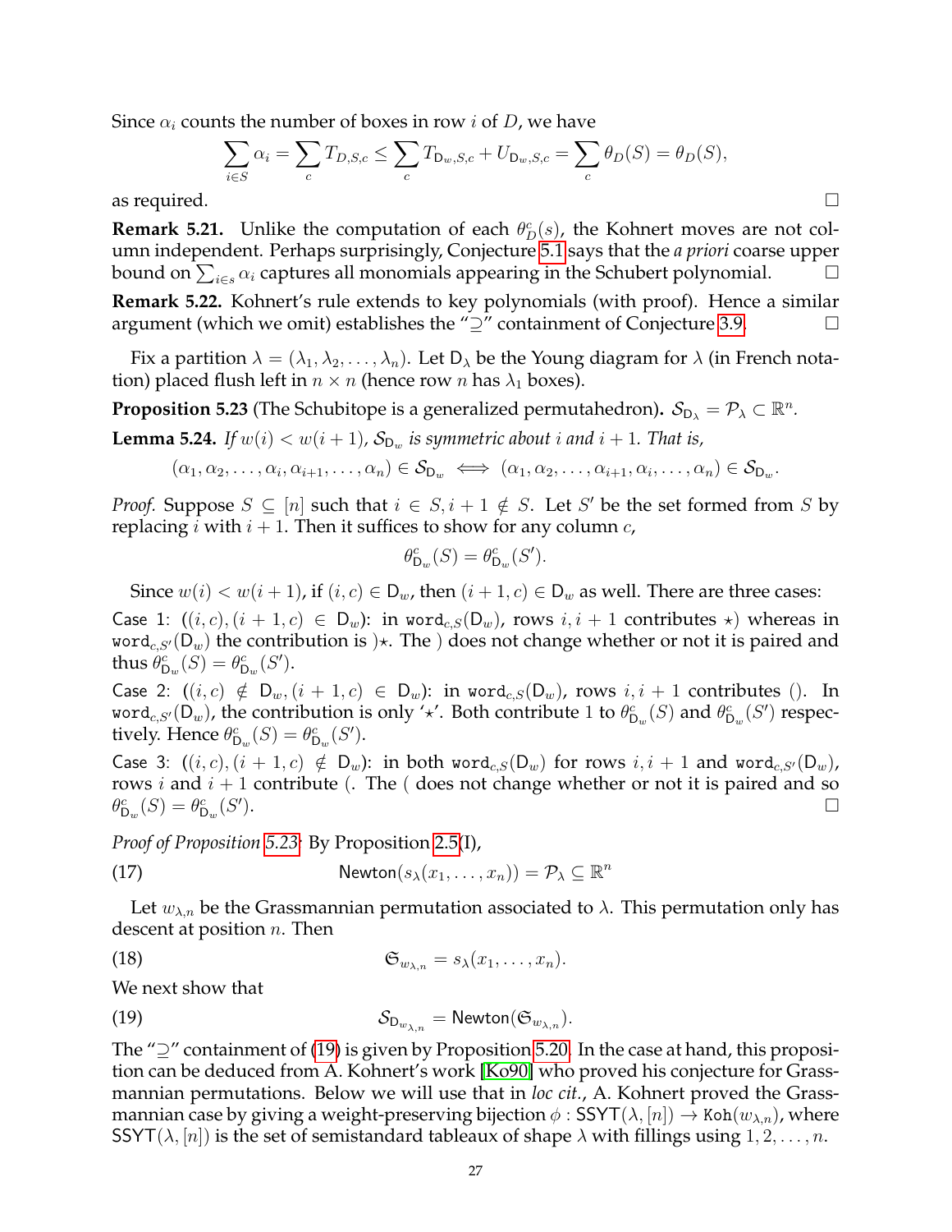Since $\alpha_i$ counts the number of boxes in row $i$ of $D$, we have

$$\sum_{i \in S} \alpha_i = \sum_c T_{D,S,c} \leq \sum_c T_{\mathsf{D}_w,S,c} + U_{\mathsf{D}_w,S,c} = \sum_c \theta_D(S) = \theta_D(S),$$

as required. $\square$

**Remark 5.21.** Unlike the computation of each $\theta_D^c(s)$, the Kohnert moves are not column independent. Perhaps surprisingly, Conjecture 5.1 says that the *a priori* coarse upper bound on $\sum_{i\in s} \alpha_i$ captures all monomials appearing in the Schubert polynomial. $\square$

**Remark 5.22.** Kohnert's rule extends to key polynomials (with proof). Hence a similar argument (which we omit) establishes the "$\supseteq$" containment of Conjecture 3.9. $\square$

Fix a partition $\lambda = (\lambda_1, \lambda_2, \ldots, \lambda_n)$. Let $\mathsf{D}_\lambda$ be the Young diagram for $\lambda$ (in French notation) placed flush left in $n \times n$ (hence row $n$ has $\lambda_1$ boxes).

**Proposition 5.23** (The Schubitope is a generalized permutahedron)**.** $\mathcal{S}_{\mathsf{D}_\lambda} = \mathcal{P}_\lambda \subset \mathbb{R}^n$.

**Lemma 5.24.** *If $w(i) < w(i+1)$, $\mathcal{S}_{\mathsf{D}_w}$ is symmetric about $i$ and $i+1$. That is,*

$$(\alpha_1, \alpha_2, \ldots, \alpha_i, \alpha_{i+1}, \ldots, \alpha_n) \in \mathcal{S}_{\mathsf{D}_w} \iff (\alpha_1, \alpha_2, \ldots, \alpha_{i+1}, \alpha_i, \ldots, \alpha_n) \in \mathcal{S}_{\mathsf{D}_w}.$$

*Proof.* Suppose $S \subseteq [n]$ such that $i \in S, i+1 \notin S$. Let $S'$ be the set formed from $S$ by replacing $i$ with $i+1$. Then it suffices to show for any column $c$,

$$\theta^c_{\mathsf{D}_w}(S) = \theta^c_{\mathsf{D}_w}(S').$$

Since $w(i) < w(i+1)$, if $(i,c) \in \mathsf{D}_w$, then $(i+1,c) \in \mathsf{D}_w$ as well. There are three cases:

Case 1: ($(i,c),(i+1,c) \in \mathsf{D}_w$): in $\mathtt{word}_{c,S}(\mathsf{D}_w)$, rows $i, i+1$ contributes $\star)$ whereas in $\mathtt{word}_{c,S'}(\mathsf{D}_w)$ the contribution is $)\star$. The $)$ does not change whether or not it is paired and thus $\theta^c_{\mathsf{D}_w}(S) = \theta^c_{\mathsf{D}_w}(S')$.

Case 2: ($(i,c) \notin \mathsf{D}_w, (i+1,c) \in \mathsf{D}_w$): in $\mathtt{word}_{c,S}(\mathsf{D}_w)$, rows $i, i+1$ contributes $()$. In $\mathtt{word}_{c,S'}(\mathsf{D}_w)$, the contribution is only '$\star$'. Both contribute $1$ to $\theta^c_{\mathsf{D}_w}(S)$ and $\theta^c_{\mathsf{D}_w}(S')$ respectively. Hence $\theta^c_{\mathsf{D}_w}(S) = \theta^c_{\mathsf{D}_w}(S')$.

Case 3: ($(i,c),(i+1,c) \notin \mathsf{D}_w$): in both $\mathtt{word}_{c,S}(\mathsf{D}_w)$ for rows $i, i+1$ and $\mathtt{word}_{c,S'}(\mathsf{D}_w)$, rows $i$ and $i+1$ contribute $($. The $($ does not change whether or not it is paired and so $\theta^c_{\mathsf{D}_w}(S) = \theta^c_{\mathsf{D}_w}(S')$. $\square$

*Proof of Proposition 5.23:* By Proposition 2.5(I),

$$\mathsf{Newton}(s_\lambda(x_1, \ldots, x_n)) = \mathcal{P}_\lambda \subseteq \mathbb{R}^n \tag{17}$$

Let $w_{\lambda,n}$ be the Grassmannian permutation associated to $\lambda$. This permutation only has descent at position $n$. Then

$$\mathfrak{S}_{w_{\lambda,n}} = s_\lambda(x_1, \ldots, x_n). \tag{18}$$

We next show that

$$\mathcal{S}_{\mathsf{D}_{w_{\lambda,n}}} = \mathsf{Newton}(\mathfrak{S}_{w_{\lambda,n}}). \tag{19}$$

The "$\supseteq$" containment of (19) is given by Proposition 5.20. In the case at hand, this proposition can be deduced from A. Kohnert's work [Ko90] who proved his conjecture for Grassmannian permutations. Below we will use that in *loc cit.*, A. Kohnert proved the Grassmannian case by giving a weight-preserving bijection $\phi : \mathsf{SSYT}(\lambda, [n]) \to \mathtt{Koh}(w_{\lambda,n})$, where $\mathsf{SSYT}(\lambda, [n])$ is the set of semistandard tableaux of shape $\lambda$ with fillings using $1, 2, \ldots, n$.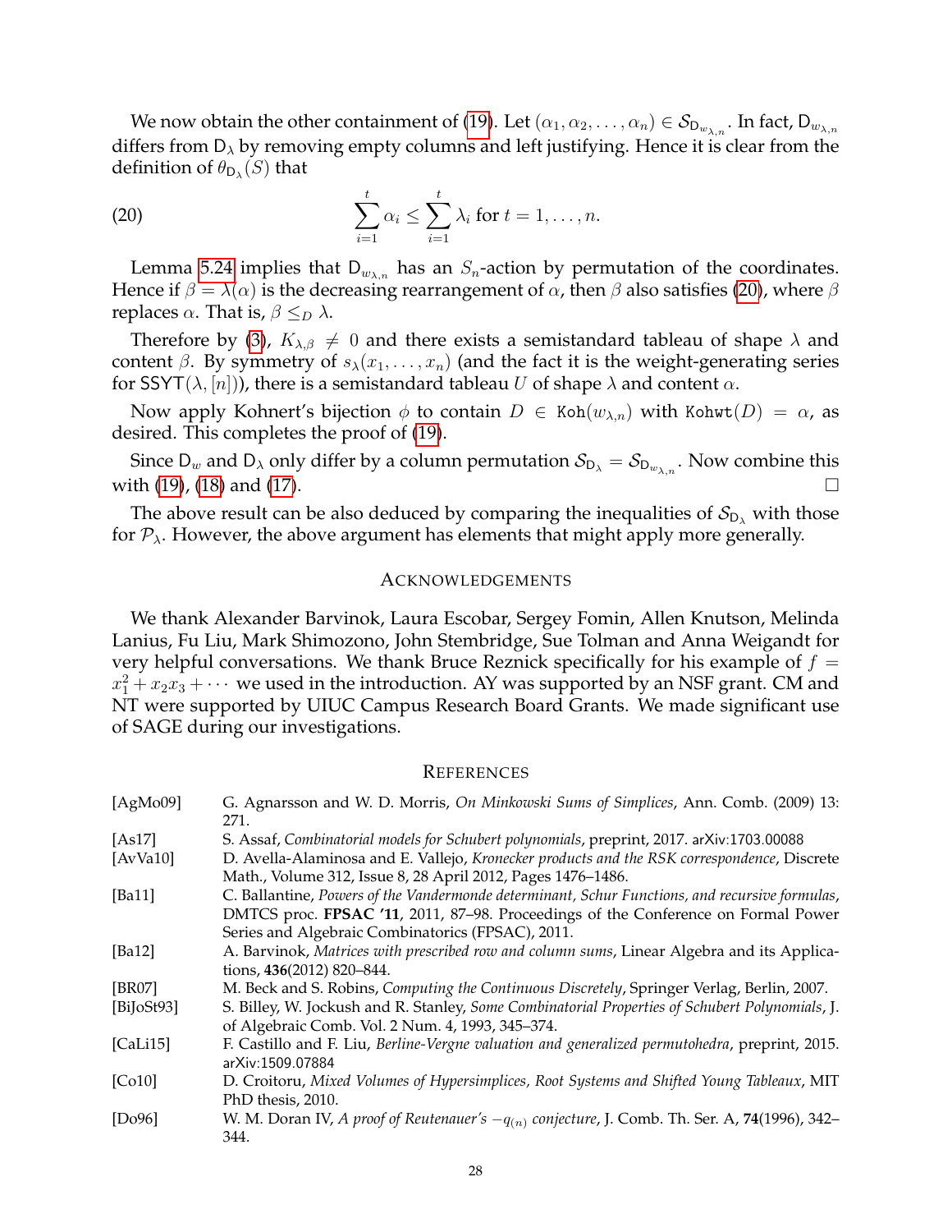We now obtain the other containment of (19). Let $(\alpha_1, \alpha_2, \ldots, \alpha_n) \in \mathcal{S}_{\mathsf{D}_{w_{\lambda,n}}}$. In fact, $\mathsf{D}_{w_{\lambda,n}}$ differs from $\mathsf{D}_\lambda$ by removing empty columns and left justifying. Hence it is clear from the definition of $\theta_{\mathsf{D}_\lambda}(S)$ that

$$\sum_{i=1}^{t} \alpha_i \leq \sum_{i=1}^{t} \lambda_i \text{ for } t = 1, \ldots, n. \tag{20}$$

Lemma 5.24 implies that $\mathsf{D}_{w_{\lambda,n}}$ has an $S_n$-action by permutation of the coordinates. Hence if $\beta = \lambda(\alpha)$ is the decreasing rearrangement of $\alpha$, then $\beta$ also satisfies (20), where $\beta$ replaces $\alpha$. That is, $\beta \leq_D \lambda$.

Therefore by (3), $K_{\lambda,\beta} \neq 0$ and there exists a semistandard tableau of shape $\lambda$ and content $\beta$. By symmetry of $s_\lambda(x_1, \ldots, x_n)$ (and the fact it is the weight-generating series for $\mathsf{SSYT}(\lambda, [n])$), there is a semistandard tableau $U$ of shape $\lambda$ and content $\alpha$.

Now apply Kohnert's bijection $\phi$ to contain $D \in \mathtt{Koh}(w_{\lambda,n})$ with $\mathtt{Kohwt}(D) = \alpha$, as desired. This completes the proof of (19).

Since $\mathsf{D}_w$ and $\mathsf{D}_\lambda$ only differ by a column permutation $\mathcal{S}_{\mathsf{D}_\lambda} = \mathcal{S}_{\mathsf{D}_{w_{\lambda,n}}}$. Now combine this with (19), (18) and (17). □

The above result can be also deduced by comparing the inequalities of $\mathcal{S}_{\mathsf{D}_\lambda}$ with those for $\mathcal{P}_\lambda$. However, the above argument has elements that might apply more generally.

## Acknowledgements

We thank Alexander Barvinok, Laura Escobar, Sergey Fomin, Allen Knutson, Melinda Lanius, Fu Liu, Mark Shimozono, John Stembridge, Sue Tolman and Anna Weigandt for very helpful conversations. We thank Bruce Reznick specifically for his example of $f = x_1^2 + x_2x_3 + \cdots$ we used in the introduction. AY was supported by an NSF grant. CM and NT were supported by UIUC Campus Research Board Grants. We made significant use of SAGE during our investigations.

## References

- [AgMo09] G. Agnarsson and W. D. Morris, *On Minkowski Sums of Simplices*, Ann. Comb. (2009) 13: 271.
- [As17] S. Assaf, *Combinatorial models for Schubert polynomials*, preprint, 2017. arXiv:1703.00088
- [AvVa10] D. Avella-Alaminosa and E. Vallejo, *Kronecker products and the RSK correspondence*, Discrete Math., Volume 312, Issue 8, 28 April 2012, Pages 1476–1486.
- [Ba11] C. Ballantine, *Powers of the Vandermonde determinant, Schur Functions, and recursive formulas*, DMTCS proc. **FPSAC '11**, 2011, 87–98. Proceedings of the Conference on Formal Power Series and Algebraic Combinatorics (FPSAC), 2011.
- [Ba12] A. Barvinok, *Matrices with prescribed row and column sums*, Linear Algebra and its Applications, **436**(2012) 820–844.
- [BR07] M. Beck and S. Robins, *Computing the Continuous Discretely*, Springer Verlag, Berlin, 2007.
- [BiJoSt93] S. Billey, W. Jockush and R. Stanley, *Some Combinatorial Properties of Schubert Polynomials*, J. of Algebraic Comb. Vol. 2 Num. 4, 1993, 345–374.
- [CaLi15] F. Castillo and F. Liu, *Berline-Vergne valuation and generalized permutohedra*, preprint, 2015. arXiv:1509.07884
- [Co10] D. Croitoru, *Mixed Volumes of Hypersimplices, Root Systems and Shifted Young Tableaux*, MIT PhD thesis, 2010.
- [Do96] W. M. Doran IV, *A proof of Reutenauer's $-q_{(n)}$ conjecture*, J. Comb. Th. Ser. A, **74**(1996), 342–344.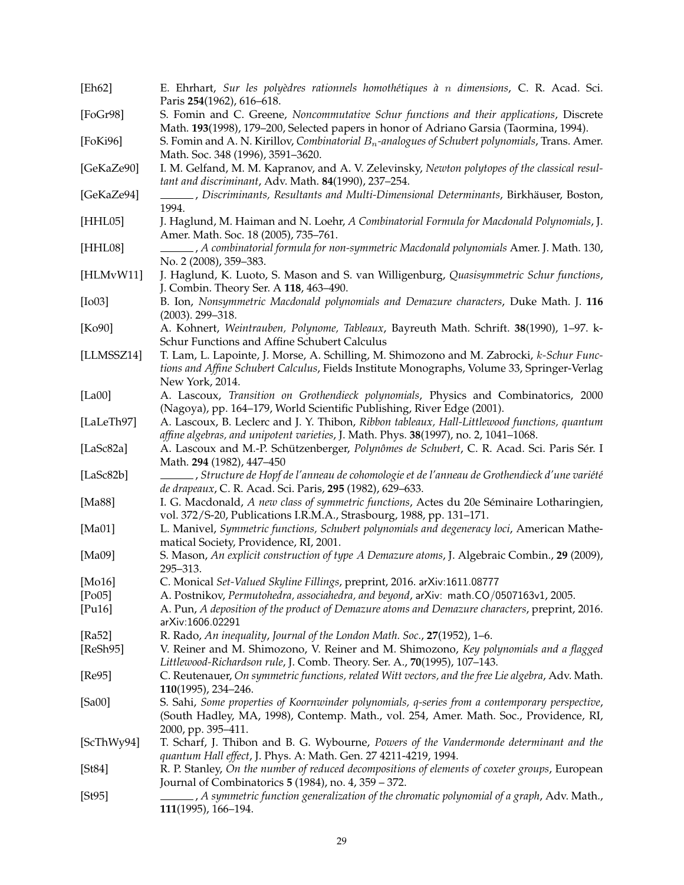[Eh62] E. Ehrhart, *Sur les polyèdres rationnels homothétiques à $n$ dimensions*, C. R. Acad. Sci. Paris **254**(1962), 616–618.

[FoGr98] S. Fomin and C. Greene, *Noncommutative Schur functions and their applications*, Discrete Math. **193**(1998), 179–200, Selected papers in honor of Adriano Garsia (Taormina, 1994).

[FoKi96] S. Fomin and A. N. Kirillov, *Combinatorial $B_n$-analogues of Schubert polynomials*, Trans. Amer. Math. Soc. 348 (1996), 3591–3620.

[GeKaZe90] I. M. Gelfand, M. M. Kapranov, and A. V. Zelevinsky, *Newton polytopes of the classical resultant and discriminant*, Adv. Math. **84**(1990), 237–254.

[GeKaZe94] ______, *Discriminants, Resultants and Multi-Dimensional Determinants*, Birkhäuser, Boston, 1994.

[HHL05] J. Haglund, M. Haiman and N. Loehr, *A Combinatorial Formula for Macdonald Polynomials*, J. Amer. Math. Soc. 18 (2005), 735–761.

[HHL08] ______, *A combinatorial formula for non-symmetric Macdonald polynomials* Amer. J. Math. 130, No. 2 (2008), 359–383.

[HLMvW11] J. Haglund, K. Luoto, S. Mason and S. van Willigenburg, *Quasisymmetric Schur functions*, J. Combin. Theory Ser. A **118**, 463–490.

[Io03] B. Ion, *Nonsymmetric Macdonald polynomials and Demazure characters*, Duke Math. J. **116** (2003). 299–318.

[Ko90] A. Kohnert, *Weintrauben, Polynome, Tableaux*, Bayreuth Math. Schrift. **38**(1990), 1–97. k-Schur Functions and Affine Schubert Calculus

[LLMSSZ14] T. Lam, L. Lapointe, J. Morse, A. Schilling, M. Shimozono and M. Zabrocki, *$k$-Schur Functions and Affine Schubert Calculus*, Fields Institute Monographs, Volume 33, Springer-Verlag New York, 2014.

[La00] A. Lascoux, *Transition on Grothendieck polynomials*, Physics and Combinatorics, 2000 (Nagoya), pp. 164–179, World Scientific Publishing, River Edge (2001).

[LaLeTh97] A. Lascoux, B. Leclerc and J. Y. Thibon, *Ribbon tableaux, Hall-Littlewood functions, quantum affine algebras, and unipotent varieties*, J. Math. Phys. **38**(1997), no. 2, 1041–1068.

[LaSc82a] A. Lascoux and M.-P. Schützenberger, *Polynômes de Schubert*, C. R. Acad. Sci. Paris Sér. I Math. **294** (1982), 447–450

[LaSc82b] ______, *Structure de Hopf de l'anneau de cohomologie et de l'anneau de Grothendieck d'une variété de drapeaux*, C. R. Acad. Sci. Paris, **295** (1982), 629–633.

[Ma88] I. G. Macdonald, *A new class of symmetric functions*, Actes du 20e Séminaire Lotharingien, vol. 372/S-20, Publications I.R.M.A., Strasbourg, 1988, pp. 131–171.

[Ma01] L. Manivel, *Symmetric functions, Schubert polynomials and degeneracy loci*, American Mathematical Society, Providence, RI, 2001.

[Ma09] S. Mason, *An explicit construction of type A Demazure atoms*, J. Algebraic Combin., **29** (2009), 295–313.

[Mo16] C. Monical *Set-Valued Skyline Fillings*, preprint, 2016. arXiv:1611.08777

[Po05] A. Postnikov, *Permutohedra, associahedra, and beyond*, arXiv: math.CO/0507163v1, 2005.

[Pu16] A. Pun, *A deposition of the product of Demazure atoms and Demazure characters*, preprint, 2016. arXiv:1606.02291

[Ra52] R. Rado, *An inequality*, *Journal of the London Math. Soc.*, **27**(1952), 1–6.

[ReSh95] V. Reiner and M. Shimozono, V. Reiner and M. Shimozono, *Key polynomials and a flagged Littlewood-Richardson rule*, J. Comb. Theory. Ser. A., **70**(1995), 107–143.

[Re95] C. Reutenauer, *On symmetric functions, related Witt vectors, and the free Lie algebra*, Adv. Math. **110**(1995), 234–246.

[Sa00] S. Sahi, *Some properties of Koornwinder polynomials, q-series from a contemporary perspective*, (South Hadley, MA, 1998), Contemp. Math., vol. 254, Amer. Math. Soc., Providence, RI, 2000, pp. 395–411.

[ScThWy94] T. Scharf, J. Thibon and B. G. Wybourne, *Powers of the Vandermonde determinant and the quantum Hall effect*, J. Phys. A: Math. Gen. 27 4211-4219, 1994.

[St84] R. P. Stanley, *On the number of reduced decompositions of elements of coxeter groups*, European Journal of Combinatorics **5** (1984), no. 4, 359 – 372.

[St95] ______, *A symmetric function generalization of the chromatic polynomial of a graph*, Adv. Math., **111**(1995), 166–194.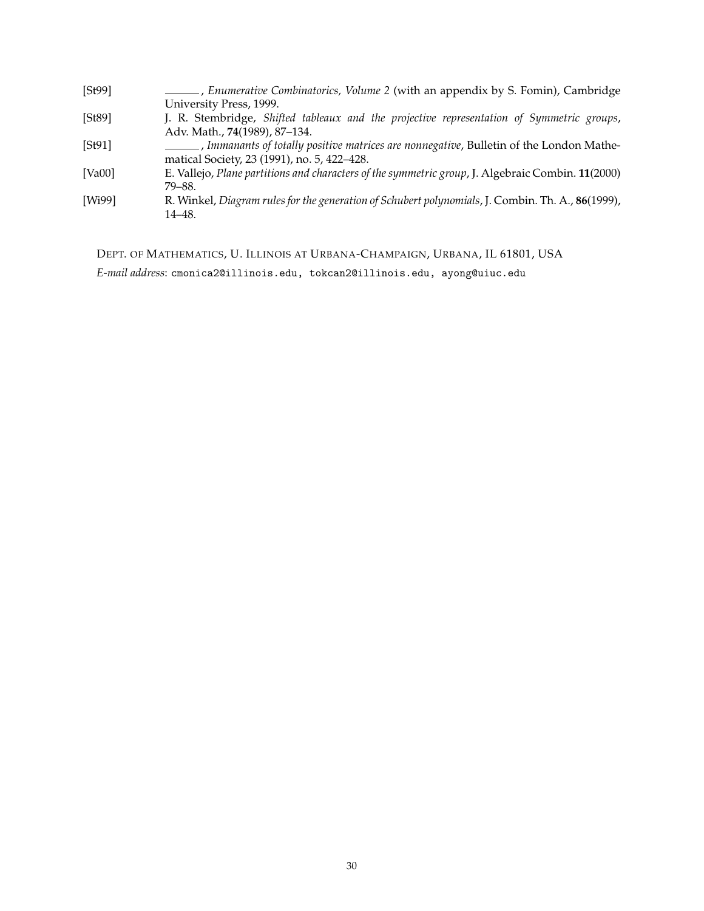[St99] ———, *Enumerative Combinatorics, Volume 2* (with an appendix by S. Fomin), Cambridge University Press, 1999.

[St89] J. R. Stembridge, *Shifted tableaux and the projective representation of Symmetric groups*, Adv. Math., **74**(1989), 87–134.

[St91] ———, *Immanants of totally positive matrices are nonnegative*, Bulletin of the London Mathematical Society, 23 (1991), no. 5, 422–428.

[Va00] E. Vallejo, *Plane partitions and characters of the symmetric group*, J. Algebraic Combin. **11**(2000) 79–88.

[Wi99] R. Winkel, *Diagram rules for the generation of Schubert polynomials*, J. Combin. Th. A., **86**(1999), 14–48.

DEPT. OF MATHEMATICS, U. ILLINOIS AT URBANA-CHAMPAIGN, URBANA, IL 61801, USA

*E-mail address*: cmonica2@illinois.edu, tokcan2@illinois.edu, ayong@uiuc.edu